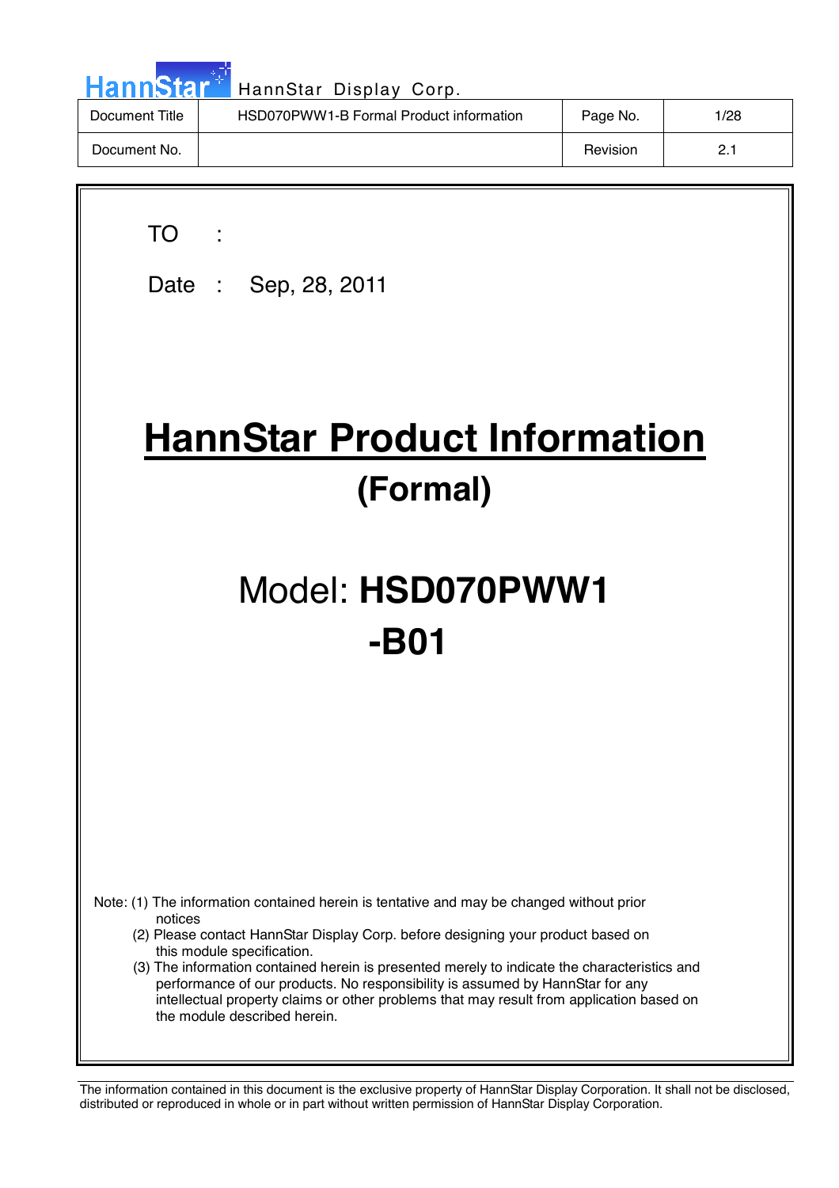| Document Title | HSD070PWW1-B Formal Product information | Page No. | 1/28 |
|---|---|---|---|
| Document No. | | Revision | 2.1 |

TO :

Date : Sep, 28, 2011

# HannStar Product Information

## (Formal)

# Model: **HSD070PWW1 -B01**

Note: (1) The information contained herein is tentative and may be changed without prior notices

(2) Please contact HannStar Display Corp. before designing your product based on this module specification.

(3) The information contained herein is presented merely to indicate the characteristics and performance of our products. No responsibility is assumed by HannStar for any intellectual property claims or other problems that may result from application based on the module described herein.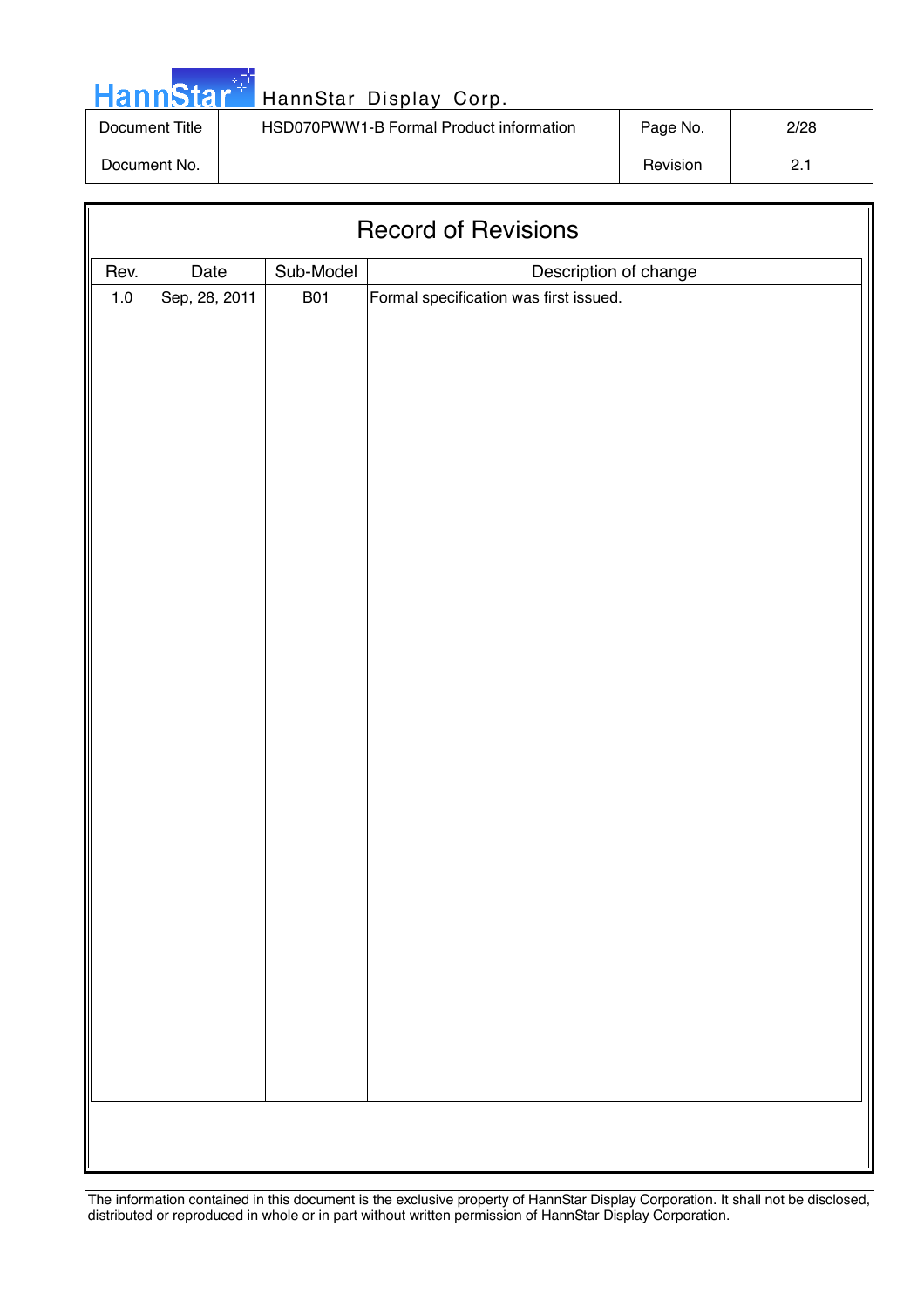| Document Title | HSD070PWW1-B Formal Product information | Page No. | 2/28 |
|---|---|---|---|
| Document No. | | Revision | 2.1 |

# Record of Revisions

| Rev. | Date | Sub-Model | Description of change |
|---|---|---|---|
| 1.0 | Sep, 28, 2011 | B01 | Formal specification was first issued. |

The information contained in this document is the exclusive property of HannStar Display Corporation. It shall not be disclosed, distributed or reproduced in whole or in part without written permission of HannStar Display Corporation.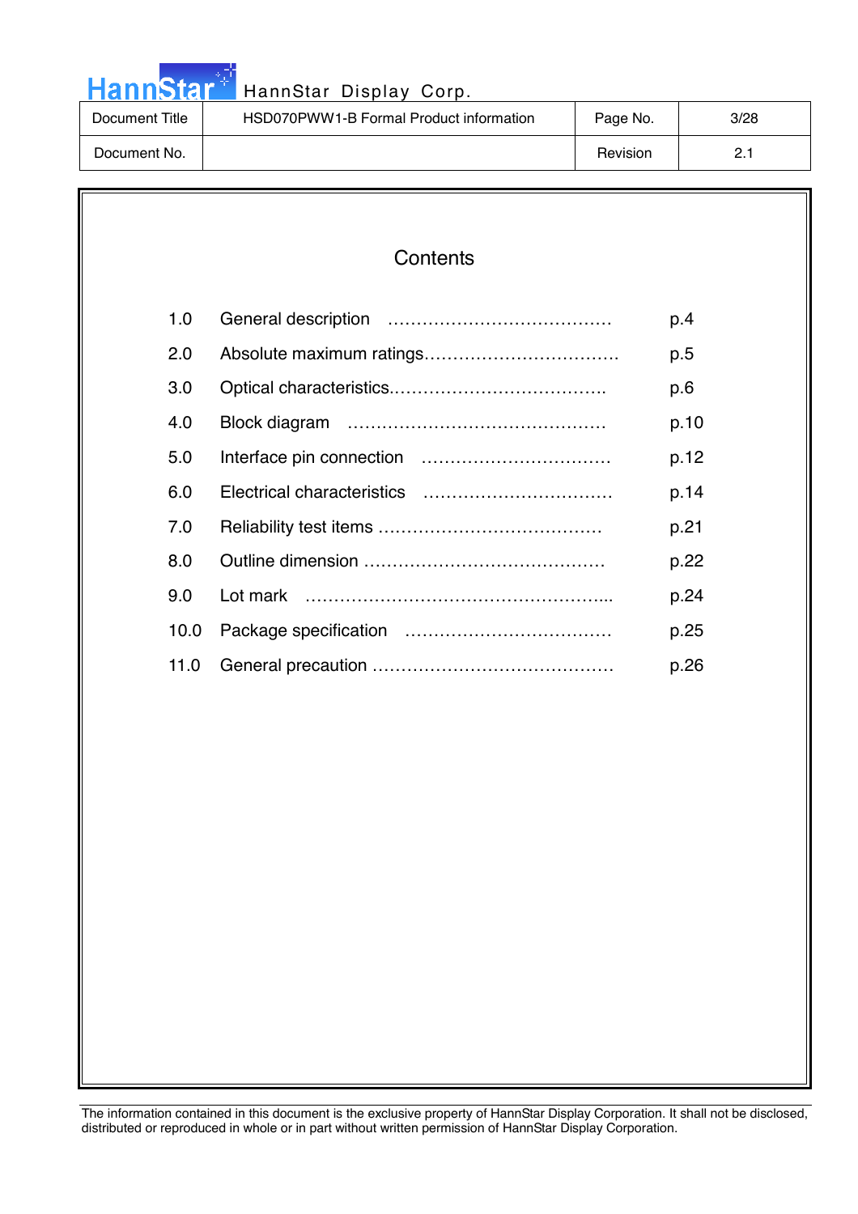# Contents

| | | |
|---|---|---|
| 1.0 | General description | p.4 |
| 2.0 | Absolute maximum ratings | p.5 |
| 3.0 | Optical characteristics | p.6 |
| 4.0 | Block diagram | p.10 |
| 5.0 | Interface pin connection | p.12 |
| 6.0 | Electrical characteristics | p.14 |
| 7.0 | Reliability test items | p.21 |
| 8.0 | Outline dimension | p.22 |
| 9.0 | Lot mark | p.24 |
| 10.0 | Package specification | p.25 |
| 11.0 | General precaution | p.26 |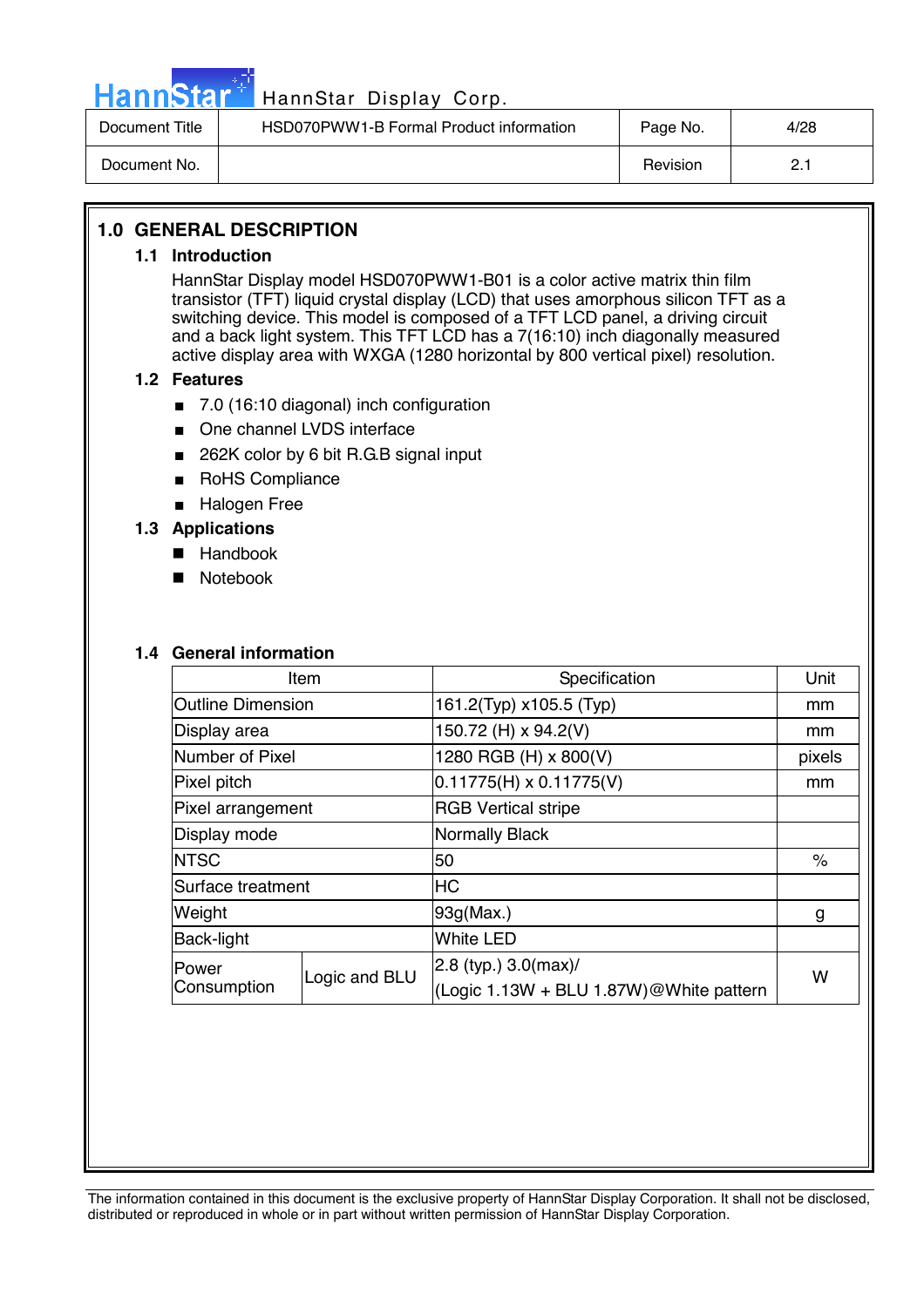## 1.0 GENERAL DESCRIPTION

### 1.1 Introduction

HannStar Display model HSD070PWW1-B01 is a color active matrix thin film transistor (TFT) liquid crystal display (LCD) that uses amorphous silicon TFT as a switching device. This model is composed of a TFT LCD panel, a driving circuit and a back light system. This TFT LCD has a 7(16:10) inch diagonally measured active display area with WXGA (1280 horizontal by 800 vertical pixel) resolution.

### 1.2 Features

- 7.0 (16:10 diagonal) inch configuration
- One channel LVDS interface
- 262K color by 6 bit R.G.B signal input
- RoHS Compliance
- Halogen Free

### 1.3 Applications

- Handbook
- Notebook

### 1.4 General information

| Item | | Specification | Unit |
|---|---|---|---|
| Outline Dimension | | 161.2(Typ) x105.5 (Typ) | mm |
| Display area | | 150.72 (H) x 94.2(V) | mm |
| Number of Pixel | | 1280 RGB (H) x 800(V) | pixels |
| Pixel pitch | | 0.11775(H) x 0.11775(V) | mm |
| Pixel arrangement | | RGB Vertical stripe | |
| Display mode | | Normally Black | |
| NTSC | | 50 | % |
| Surface treatment | | HC | |
| Weight | | 93g(Max.) | g |
| Back-light | | White LED | |
| Power Consumption | Logic and BLU | 2.8 (typ.) 3.0(max)/ (Logic 1.13W + BLU 1.87W)@White pattern | W |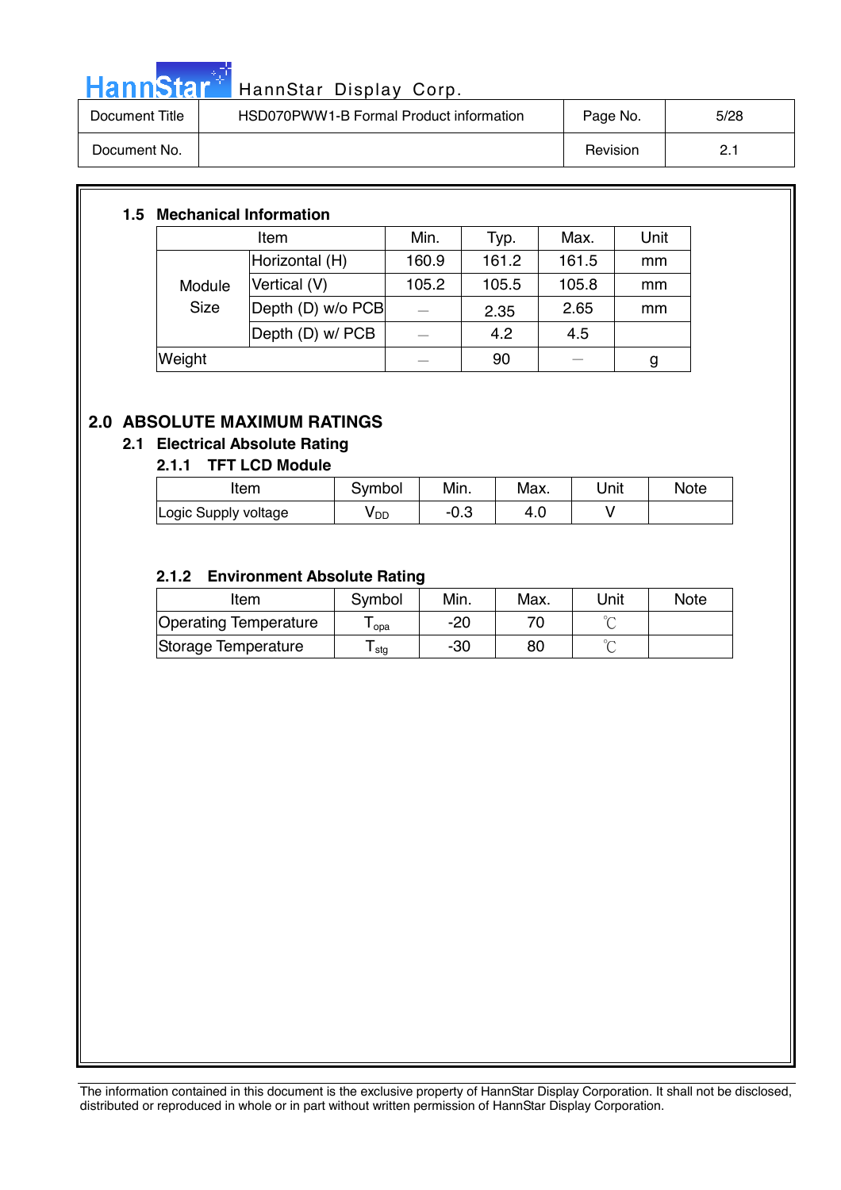### 1.5 Mechanical Information

| Item | | Min. | Typ. | Max. | Unit |
|---|---|---|---|---|---|
| Module Size | Horizontal (H) | 160.9 | 161.2 | 161.5 | mm |
| | Vertical (V) | 105.2 | 105.5 | 105.8 | mm |
| | Depth (D) w/o PCB | — | 2.35 | 2.65 | mm |
| | Depth (D) w/ PCB | — | 4.2 | 4.5 | |
| Weight | | — | 90 | — | g |

## 2.0 ABSOLUTE MAXIMUM RATINGS

### 2.1 Electrical Absolute Rating

#### 2.1.1 TFT LCD Module

| Item | Symbol | Min. | Max. | Unit | Note |
|---|---|---|---|---|---|
| Logic Supply voltage | $V_{DD}$ | -0.3 | 4.0 | V | |

#### 2.1.2 Environment Absolute Rating

| Item | Symbol | Min. | Max. | Unit | Note |
|---|---|---|---|---|---|
| Operating Temperature | $T_{opa}$ | -20 | 70 | ℃ | |
| Storage Temperature | $T_{stg}$ | -30 | 80 | ℃ | |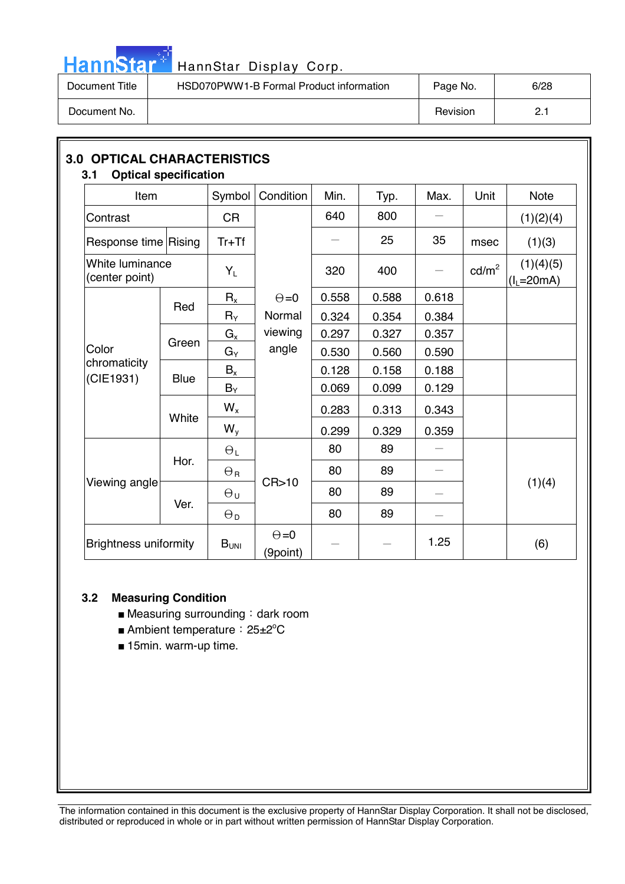## 3.0 OPTICAL CHARACTERISTICS

### 3.1 Optical specification

| Item | | Symbol | Condition | Min. | Typ. | Max. | Unit | Note |
|---|---|---|---|---|---|---|---|---|
| Contrast | | CR | Θ=0 Normal viewing angle | 640 | 800 | — | | (1)(2)(4) |
| Response time | Rising | Tr+Tf | | — | 25 | 35 | msec | (1)(3) |
| White luminance (center point) | | $Y_L$ | | 320 | 400 | — | cd/m$^2$ | (1)(4)(5) ($I_L$=20mA) |
| Color chromaticity (CIE1931) | Red | $R_x$ | | 0.558 | 0.588 | 0.618 | | |
| | | $R_Y$ | | 0.324 | 0.354 | 0.384 | | |
| | Green | $G_x$ | | 0.297 | 0.327 | 0.357 | | |
| | | $G_Y$ | | 0.530 | 0.560 | 0.590 | | |
| | Blue | $B_x$ | | 0.128 | 0.158 | 0.188 | | |
| | | $B_Y$ | | 0.069 | 0.099 | 0.129 | | |
| | White | $W_x$ | | 0.283 | 0.313 | 0.343 | | |
| | | $W_y$ | | 0.299 | 0.329 | 0.359 | | |
| Viewing angle | Hor. | $\Theta_L$ | CR>10 | 80 | 89 | — | | (1)(4) |
| | | $\Theta_R$ | | 80 | 89 | — | | |
| | Ver. | $\Theta_U$ | | 80 | 89 | — | | |
| | | $\Theta_D$ | | 80 | 89 | — | | |
| Brightness uniformity | | $B_{UNI}$ | Θ=0 (9point) | — | — | 1.25 | | (6) |

### 3.2 Measuring Condition

- Measuring surrounding：dark room
- Ambient temperature：25±2°C
- 15min. warm-up time.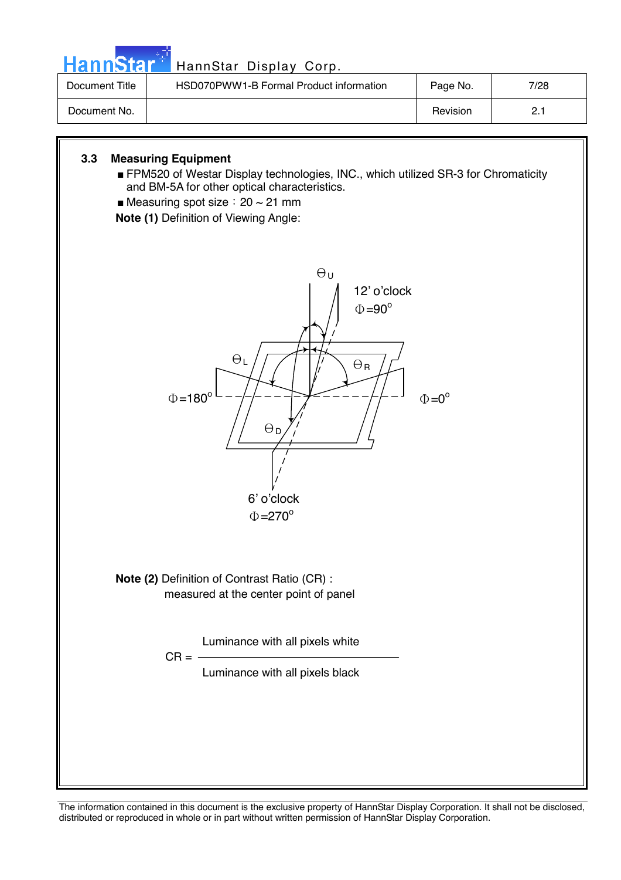### 3.3 Measuring Equipment

- FPM520 of Westar Display technologies, INC., which utilized SR-3 for Chromaticity and BM-5A for other optical characteristics.
- Measuring spot size：20 ~ 21 mm

**Note (1)** Definition of Viewing Angle:

$\Theta_U$

12' o'clock
$\Phi=90^o$

$\Theta_L$

$\Theta_R$

$\Phi=180^o$

$\Phi=0^o$

$\Theta_D$

6' o'clock
$\Phi=270^o$

**Note (2)** Definition of Contrast Ratio (CR) :
measured at the center point of panel

$$CR = \frac{\text{Luminance with all pixels white}}{\text{Luminance with all pixels black}}$$

The information contained in this document is the exclusive property of HannStar Display Corporation. It shall not be disclosed, distributed or reproduced in whole or in part without written permission of HannStar Display Corporation.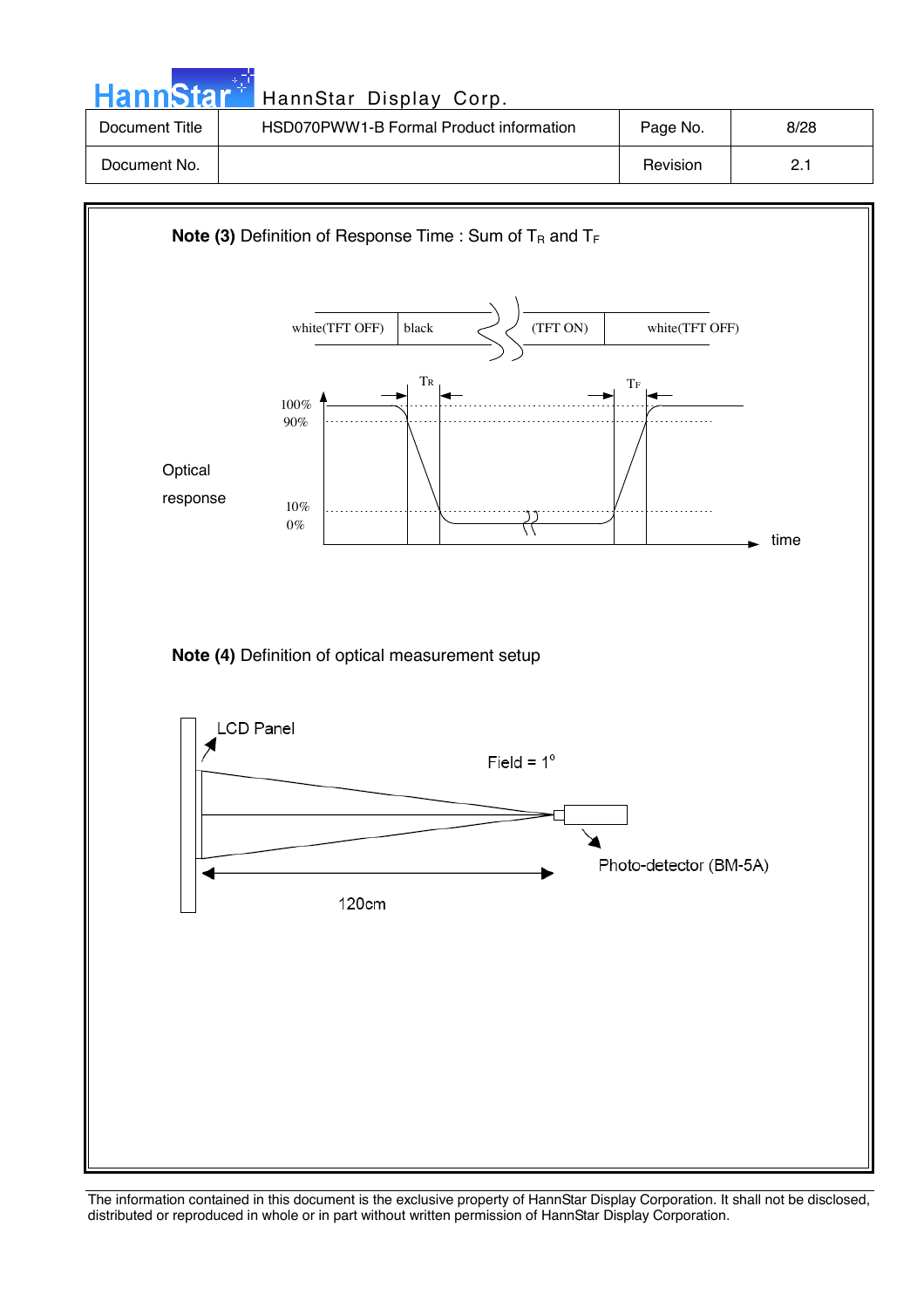**Note (3)** Definition of Response Time : Sum of $T_R$ and $T_F$

white(TFT OFF) black (TFT ON) white(TFT OFF)

$T_R$ $T_F$

100%
90%

Optical response

10%
0%

time

**Note (4)** Definition of optical measurement setup

LCD Panel

Field = 1°

Photo-detector (BM-5A)

120cm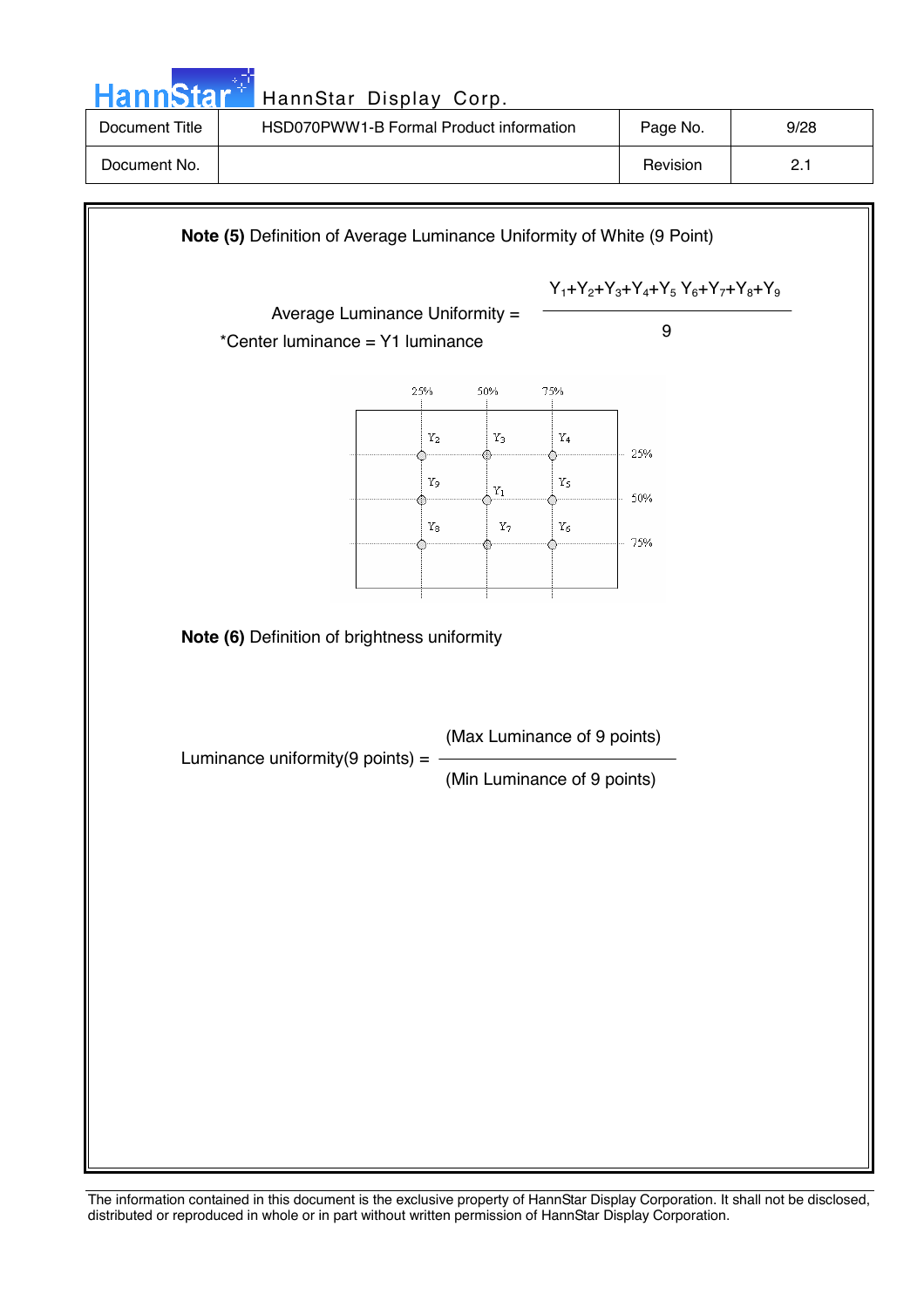**Note (5)** Definition of Average Luminance Uniformity of White (9 Point)

$$\text{Average Luminance Uniformity} = \frac{Y_1+Y_2+Y_3+Y_4+Y_5\ Y_6+Y_7+Y_8+Y_9}{9}$$

*Center luminance = Y1 luminance

25% 50% 75%

$Y_2$ $Y_3$ $Y_4$

25%

$Y_9$ $Y_1$ $Y_5$

50%

$Y_8$ $Y_7$ $Y_6$

75%

**Note (6)** Definition of brightness uniformity

$$\text{Luminance uniformity(9 points)} = \frac{\text{(Max Luminance of 9 points)}}{\text{(Min Luminance of 9 points)}}$$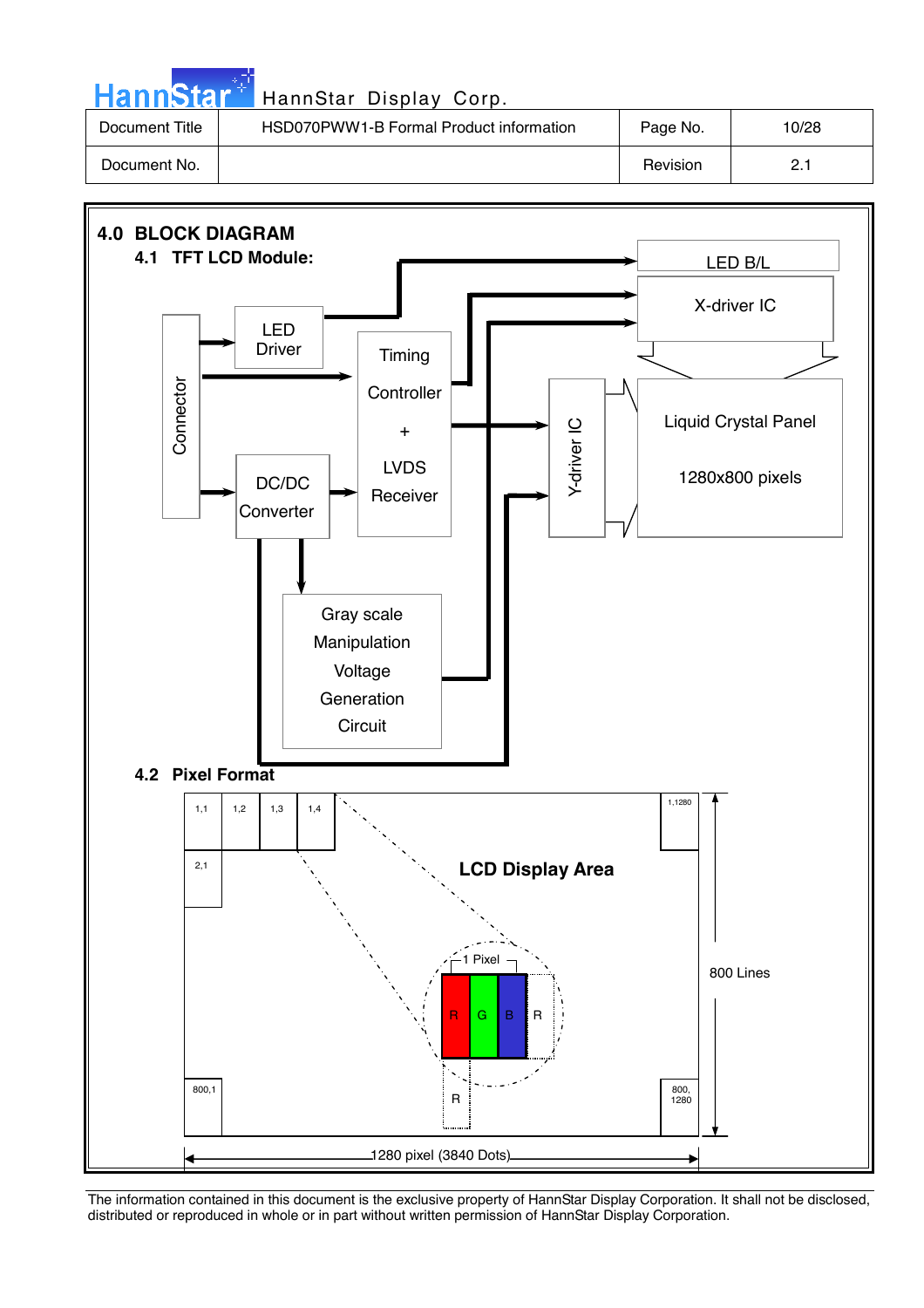## 4.0 BLOCK DIAGRAM

### 4.1 TFT LCD Module:

Connector

LED Driver

DC/DC Converter

Timing Controller + LVDS Receiver

Gray scale Manipulation Voltage Generation Circuit

LED B/L

X-driver IC

Y-driver IC

Liquid Crystal Panel

1280x800 pixels

### 4.2 Pixel Format

1,1 1,2 1,3 1,4

2,1

1,1280

LCD Display Area

1 Pixel

R G B R

R

800,1

800, 1280

800 Lines

1280 pixel (3840 Dots)

The information contained in this document is the exclusive property of HannStar Display Corporation. It shall not be disclosed, distributed or reproduced in whole or in part without written permission of HannStar Display Corporation.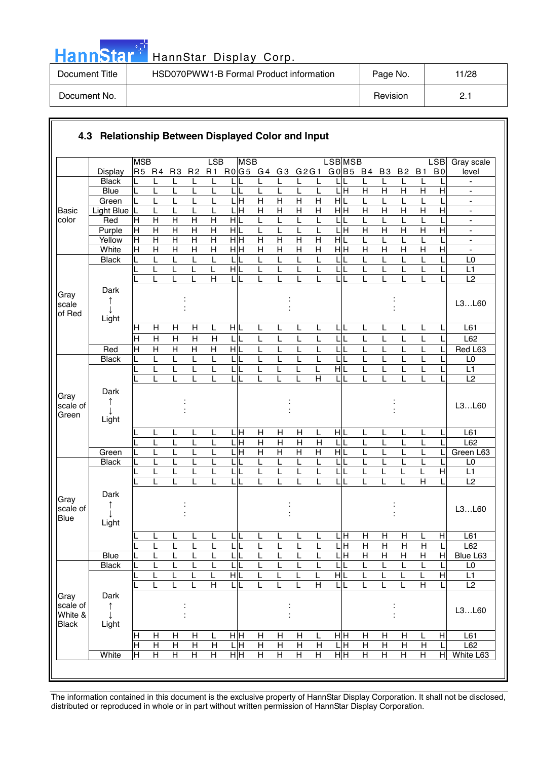## 4.3 Relationship Between Displayed Color and Input

| | Display | R5 (MSB) | R4 | R3 | R2 | R1 | R0 (LSB) | G5 (MSB) | G4 | G3 | G2 | G1 | G0 (LSB) | B5 (MSB) | B4 | B3 | B2 | B1 | B0 (LSB) | Gray scale level |
|---|---|---|---|---|---|---|---|---|---|---|---|---|---|---|---|---|---|---|---|---|
| Basic color | Black | L | L | L | L | L | L | L | L | L | L | L | L | L | L | L | L | L | L | - |
| | Blue | L | L | L | L | L | L | L | L | L | L | L | L | H | H | H | H | H | H | - |
| | Green | L | L | L | L | L | L | H | H | H | H | H | H | L | L | L | L | L | L | - |
| | Light Blue | L | L | L | L | L | L | H | H | H | H | H | H | H | H | H | H | H | H | - |
| | Red | H | H | H | H | H | H | L | L | L | L | L | L | L | L | L | L | L | L | - |
| | Purple | H | H | H | H | H | H | L | L | L | L | L | L | H | H | H | H | H | H | - |
| | Yellow | H | H | H | H | H | H | H | H | H | H | H | H | L | L | L | L | L | L | - |
| | White | H | H | H | H | H | H | H | H | H | H | H | H | H | H | H | H | H | H | - |
| Gray scale of Red | Black | L | L | L | L | L | L | L | L | L | L | L | L | L | L | L | L | L | L | L0 |
| | | L | L | L | L | L | H | L | L | L | L | L | L | L | L | L | L | L | L | L1 |
| | | L | L | L | L | H | L | L | L | L | L | L | L | L | L | L | L | L | L | L2 |
| | Dark ↑ ↓ Light | | | : | | | | | | : | | | | | | : | | | | L3…L60 |
| | | H | H | H | H | L | H | L | L | L | L | L | L | L | L | L | L | L | L | L61 |
| | | H | H | H | H | H | L | L | L | L | L | L | L | L | L | L | L | L | L | L62 |
| | Red | H | H | H | H | H | H | L | L | L | L | L | L | L | L | L | L | L | L | Red L63 |
| Gray scale of Green | Black | L | L | L | L | L | L | L | L | L | L | L | L | L | L | L | L | L | L | L0 |
| | | L | L | L | L | L | L | L | L | L | L | L | H | L | L | L | L | L | L | L1 |
| | | L | L | L | L | L | L | L | L | L | L | H | L | L | L | L | L | L | L | L2 |
| | Dark ↑ ↓ Light | | | : | | | | | | : | | | | | | : | | | | L3…L60 |
| | | L | L | L | L | L | L | H | H | H | H | L | H | L | L | L | L | L | L | L61 |
| | | L | L | L | L | L | L | H | H | H | H | H | L | L | L | L | L | L | L | L62 |
| | Green | L | L | L | L | L | L | H | H | H | H | H | H | L | L | L | L | L | L | Green L63 |
| Gray scale of Blue | Black | L | L | L | L | L | L | L | L | L | L | L | L | L | L | L | L | L | L | L0 |
| | | L | L | L | L | L | L | L | L | L | L | L | L | L | L | L | L | L | H | L1 |
| | | L | L | L | L | L | L | L | L | L | L | L | L | L | L | L | L | H | L | L2 |
| | Dark ↑ ↓ Light | | | : | | | | | | : | | | | | | : | | | | L3…L60 |
| | | L | L | L | L | L | L | L | L | L | L | L | L | H | H | H | H | L | H | L61 |
| | | L | L | L | L | L | L | L | L | L | L | L | L | H | H | H | H | H | L | L62 |
| | Blue | L | L | L | L | L | L | L | L | L | L | L | L | H | H | H | H | H | H | Blue L63 |
| Gray scale of White & Black | Black | L | L | L | L | L | L | L | L | L | L | L | L | L | L | L | L | L | L | L0 |
| | | L | L | L | L | L | H | L | L | L | L | L | H | L | L | L | L | L | H | L1 |
| | | L | L | L | L | H | L | L | L | L | L | H | L | L | L | L | L | H | L | L2 |
| | Dark ↑ ↓ Light | | | : | | | | | | : | | | | | | : | | | | L3…L60 |
| | | H | H | H | H | L | H | H | H | H | H | L | H | H | H | H | H | L | H | L61 |
| | | H | H | H | H | H | L | H | H | H | H | H | L | H | H | H | H | H | L | L62 |
| | White | H | H | H | H | H | H | H | H | H | H | H | H | H | H | H | H | H | H | White L63 |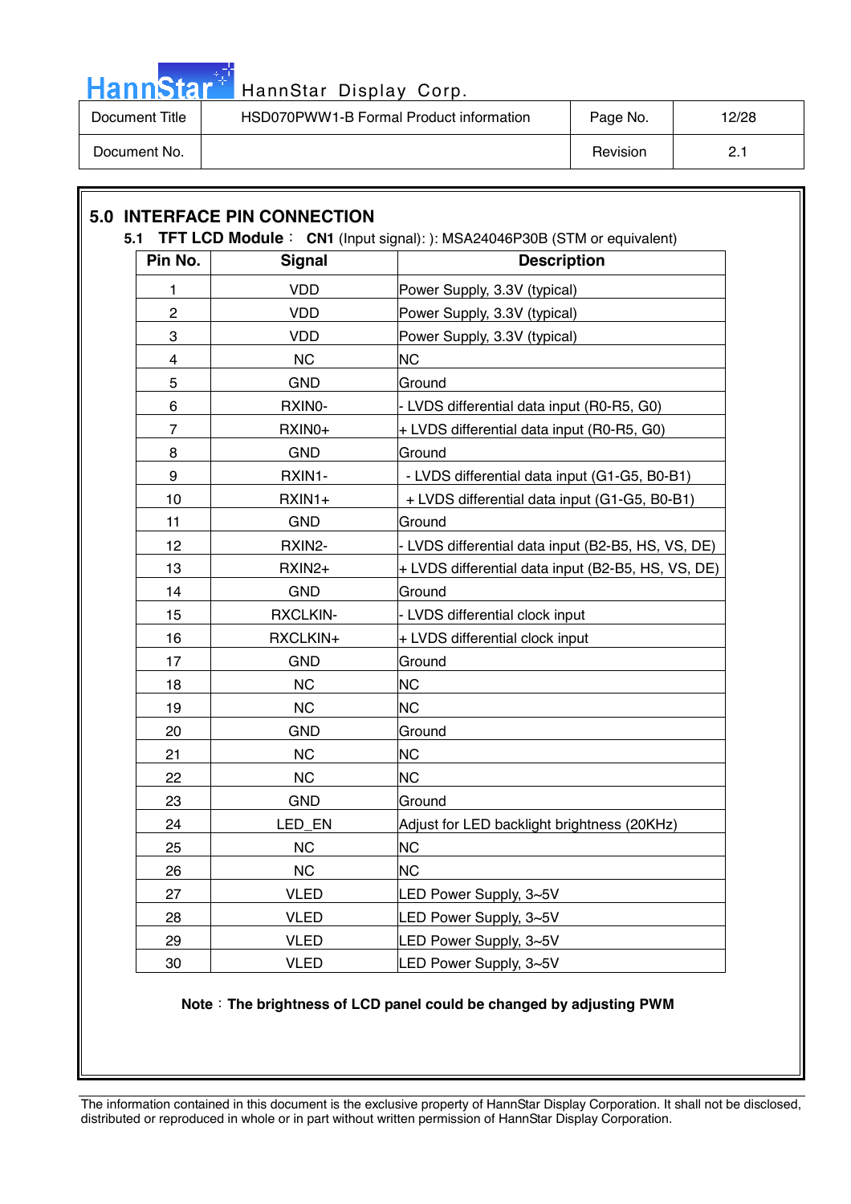## 5.0 INTERFACE PIN CONNECTION

**5.1 TFT LCD Module：** **CN1** (Input signal): ): MSA24046P30B (STM or equivalent)

| Pin No. | Signal | Description |
|---|---|---|
| 1 | VDD | Power Supply, 3.3V (typical) |
| 2 | VDD | Power Supply, 3.3V (typical) |
| 3 | VDD | Power Supply, 3.3V (typical) |
| 4 | NC | NC |
| 5 | GND | Ground |
| 6 | RXIN0- | - LVDS differential data input (R0-R5, G0) |
| 7 | RXIN0+ | + LVDS differential data input (R0-R5, G0) |
| 8 | GND | Ground |
| 9 | RXIN1- | - LVDS differential data input (G1-G5, B0-B1) |
| 10 | RXIN1+ | + LVDS differential data input (G1-G5, B0-B1) |
| 11 | GND | Ground |
| 12 | RXIN2- | - LVDS differential data input (B2-B5, HS, VS, DE) |
| 13 | RXIN2+ | + LVDS differential data input (B2-B5, HS, VS, DE) |
| 14 | GND | Ground |
| 15 | RXCLKIN- | - LVDS differential clock input |
| 16 | RXCLKIN+ | + LVDS differential clock input |
| 17 | GND | Ground |
| 18 | NC | NC |
| 19 | NC | NC |
| 20 | GND | Ground |
| 21 | NC | NC |
| 22 | NC | NC |
| 23 | GND | Ground |
| 24 | LED_EN | Adjust for LED backlight brightness (20KHz) |
| 25 | NC | NC |
| 26 | NC | NC |
| 27 | VLED | LED Power Supply, 3~5V |
| 28 | VLED | LED Power Supply, 3~5V |
| 29 | VLED | LED Power Supply, 3~5V |
| 30 | VLED | LED Power Supply, 3~5V |

**Note：The brightness of LCD panel could be changed by adjusting PWM**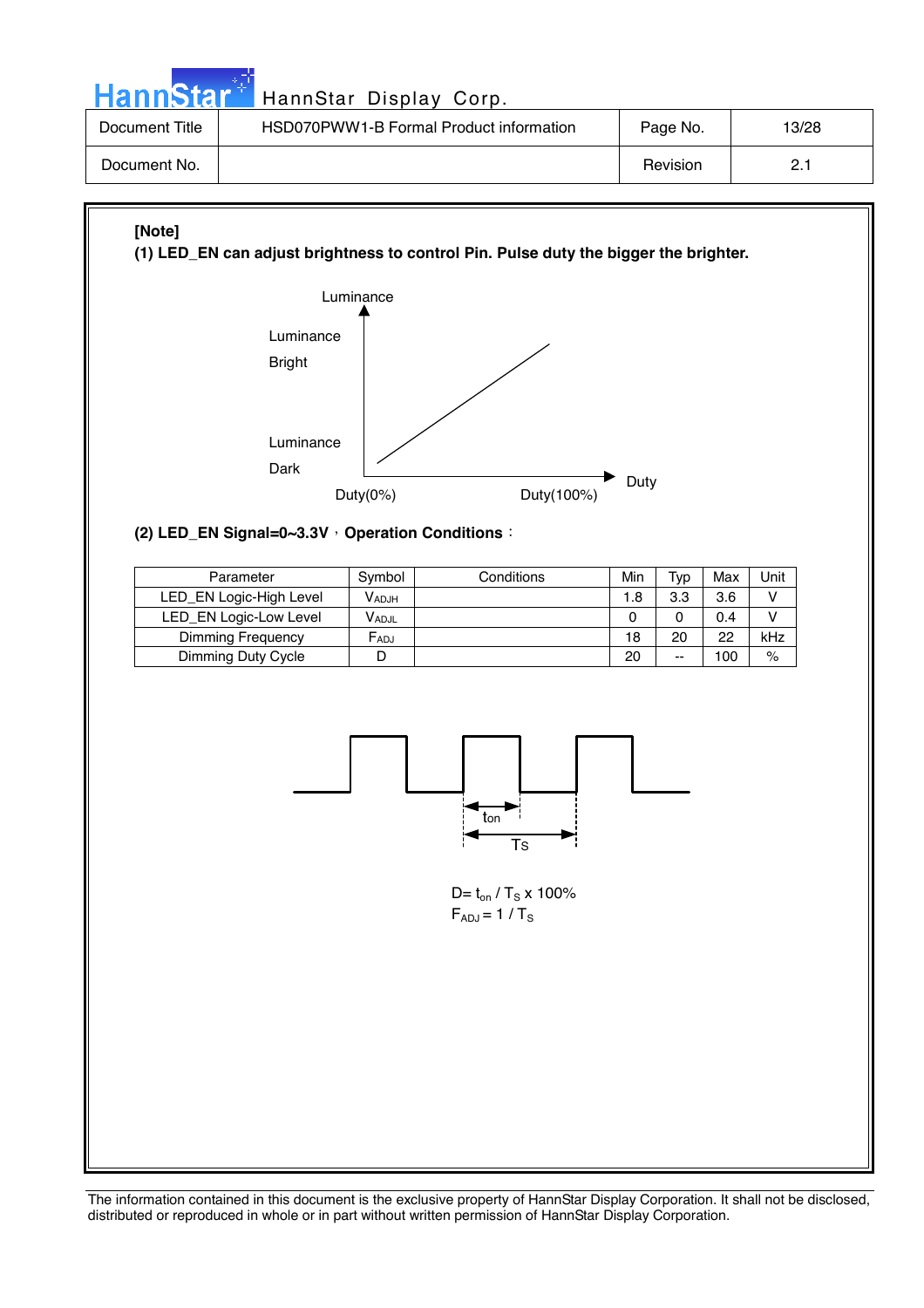**[Note]**

**(1) LED_EN can adjust brightness to control Pin. Pulse duty the bigger the brighter.**

Luminance

Luminance
Bright

Luminance
Dark

Duty(0%)
Duty(100%)
Duty

**(2) LED_EN Signal=0~3.3V，Operation Conditions：**

| Parameter | Symbol | Conditions | Min | Typ | Max | Unit |
|---|---|---|---|---|---|---|
| LED_EN Logic-High Level | $V_{ADJH}$ | | 1.8 | 3.3 | 3.6 | V |
| LED_EN Logic-Low Level | $V_{ADJL}$ | | 0 | 0 | 0.4 | V |
| Dimming Frequency | $F_{ADJ}$ | | 18 | 20 | 22 | kHz |
| Dimming Duty Cycle | D | | 20 | -- | 100 | % |

ton
Ts

$D = t_{on} / T_S \times 100\%$

$F_{ADJ} = 1 / T_S$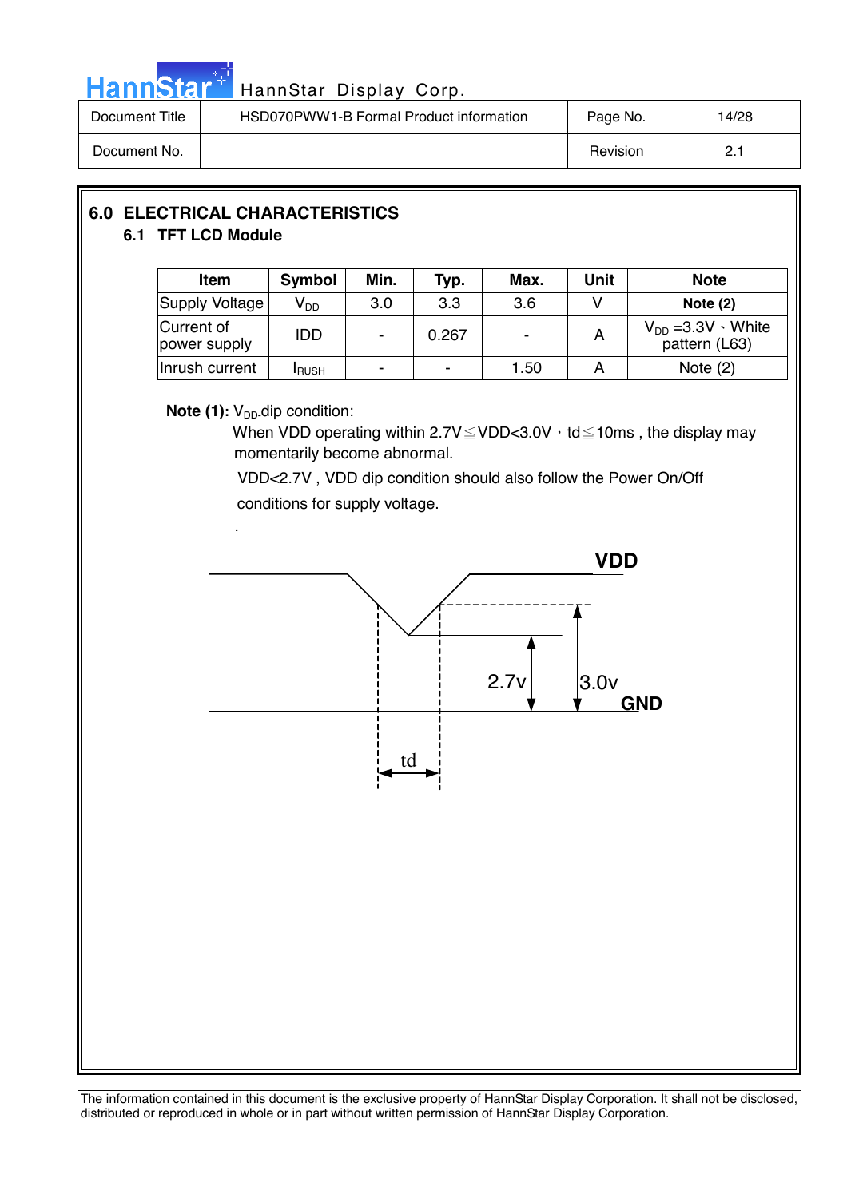## 6.0 ELECTRICAL CHARACTERISTICS

### 6.1 TFT LCD Module

| Item | Symbol | Min. | Typ. | Max. | Unit | Note |
|---|---|---|---|---|---|---|
| Supply Voltage | $V_{DD}$ | 3.0 | 3.3 | 3.6 | V | **Note (2)** |
| Current of power supply | IDD | - | 0.267 | - | A | $V_{DD}$ =3.3V、White pattern (L63) |
| Inrush current | $I_{RUSH}$ | - | - | 1.50 | A | Note (2) |

**Note (1):** $V_{DD}$ dip condition:

When VDD operating within 2.7V≦VDD<3.0V，td≦10ms , the display may momentarily become abnormal.

VDD<2.7V , VDD dip condition should also follow the Power On/Off conditions for supply voltage.

.

VDD

2.7v

3.0v

GND

td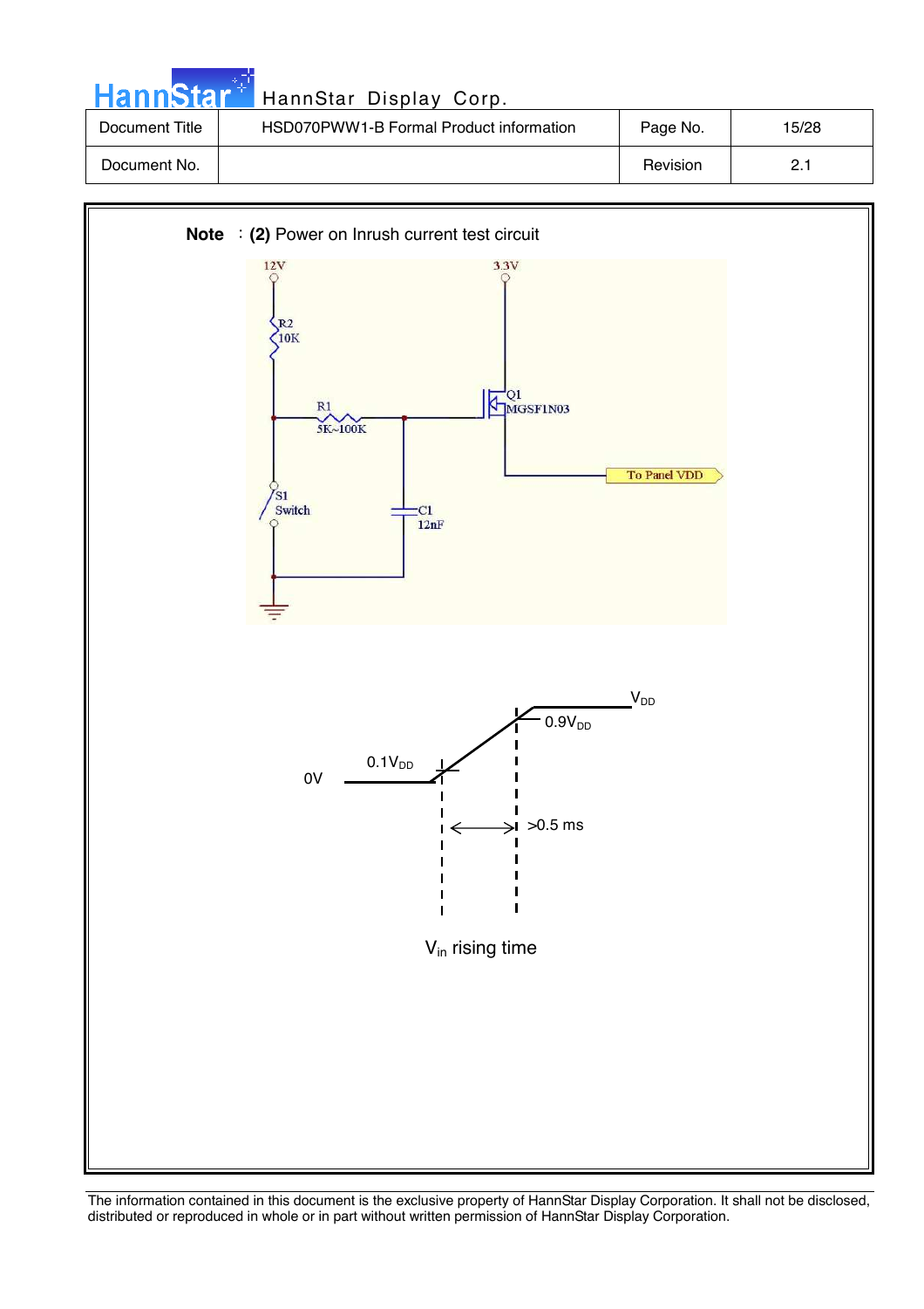**Note** ：**(2)** Power on Inrush current test circuit

12V

3.3V

R2
10K

R1
5K~100K

Q1
MGSF1N03

To Panel VDD

S1
Switch

C1
12nF

$V_{DD}$

$0.9V_{DD}$

$0.1V_{DD}$

0V

>0.5 ms

$V_{in}$ rising time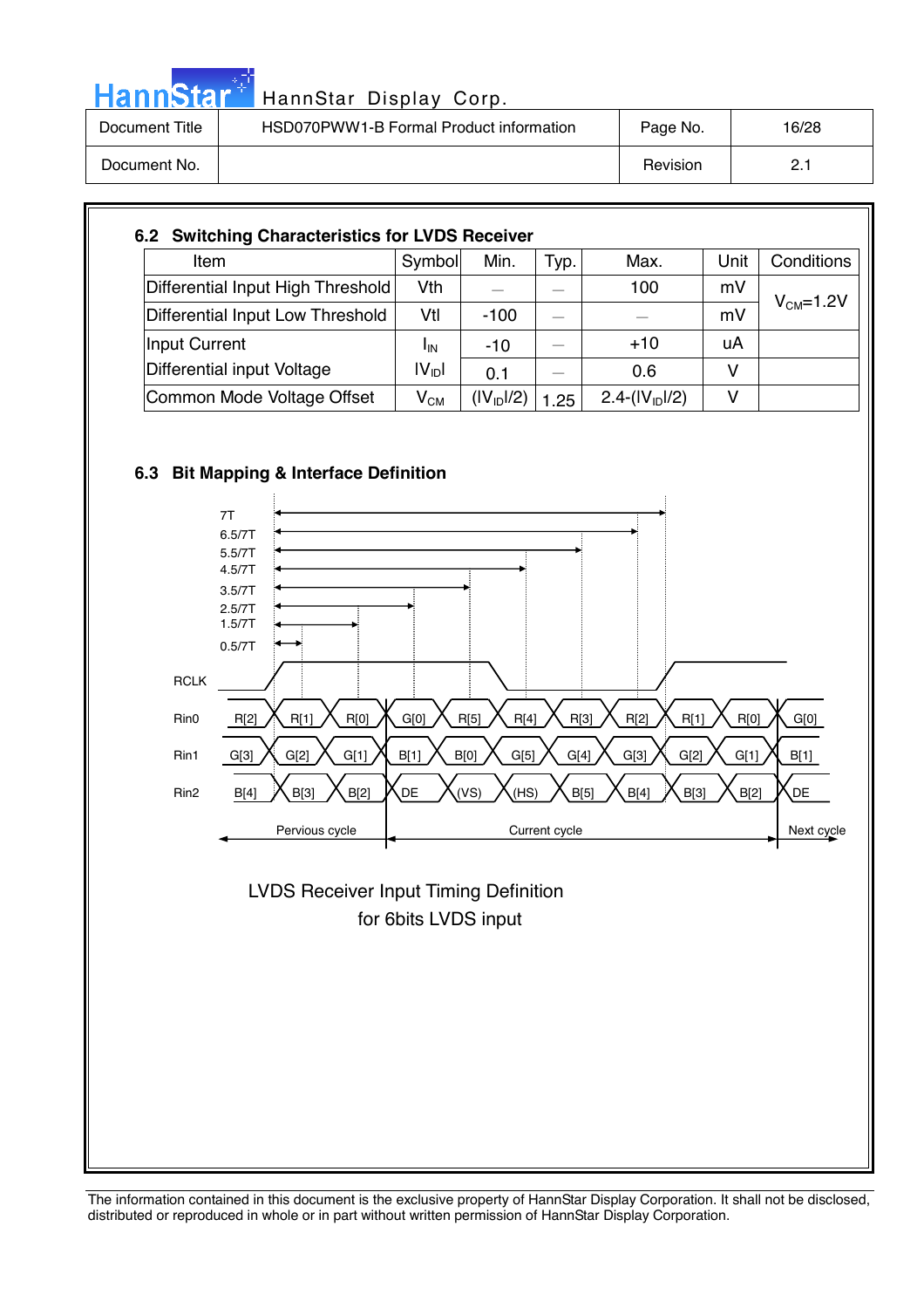## 6.2 Switching Characteristics for LVDS Receiver

| Item | Symbol | Min. | Typ. | Max. | Unit | Conditions |
|---|---|---|---|---|---|---|
| Differential Input High Threshold | Vth | — | — | 100 | mV | $V_{CM}$=1.2V |
| Differential Input Low Threshold | Vtl | -100 | — | — | mV | |
| Input Current | $I_{IN}$ | -10 | — | +10 | uA | |
| Differential input Voltage | $\lvert V_{ID} \rvert$ | 0.1 | — | 0.6 | V | |
| Common Mode Voltage Offset | $V_{CM}$ | $(\lvert V_{ID} \rvert/2)$ | 1.25 | $2.4-(\lvert V_{ID} \rvert/2)$ | V | |

## 6.3 Bit Mapping & Interface Definition

7T
6.5/7T
5.5/7T
4.5/7T
3.5/7T
2.5/7T
1.5/7T
0.5/7T

RCLK

Rin0: R[2] R[1] R[0] G[0] R[5] R[4] R[3] R[2] R[1] R[0] G[0]

Rin1: G[3] G[2] G[1] B[1] B[0] G[5] G[4] G[3] G[2] G[1] B[1]

Rin2: B[4] B[3] B[2] DE (VS) (HS) B[5] B[4] B[3] B[2] DE

Pervious cycle
Current cycle
Next cycle

LVDS Receiver Input Timing Definition
for 6bits LVDS input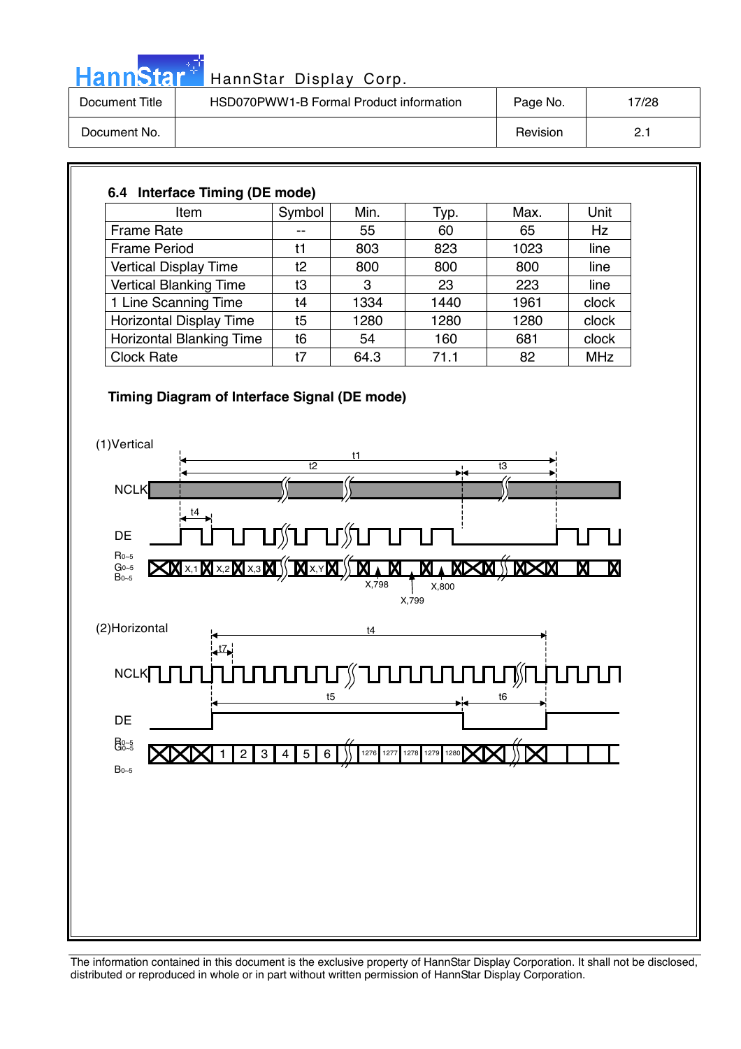## 6.4 Interface Timing (DE mode)

| Item | Symbol | Min. | Typ. | Max. | Unit |
|---|---|---|---|---|---|
| Frame Rate | -- | 55 | 60 | 65 | Hz |
| Frame Period | t1 | 803 | 823 | 1023 | line |
| Vertical Display Time | t2 | 800 | 800 | 800 | line |
| Vertical Blanking Time | t3 | 3 | 23 | 223 | line |
| 1 Line Scanning Time | t4 | 1334 | 1440 | 1961 | clock |
| Horizontal Display Time | t5 | 1280 | 1280 | 1280 | clock |
| Horizontal Blanking Time | t6 | 54 | 160 | 681 | clock |
| Clock Rate | t7 | 64.3 | 71.1 | 82 | MHz |

**Timing Diagram of Interface Signal (DE mode)**

(1)Vertical

t1
t2
t3
NCLK
t4
DE
R0~5
G0~5
B0~5
X,1 X,2 X,3 X,Y
X,798
X,799
X,800

(2)Horizontal

t4
t7
NCLK
t5
t6
DE
R0~5
G0~5
B0~5
1 2 3 4 5 6 1276 1277 1278 1279 1280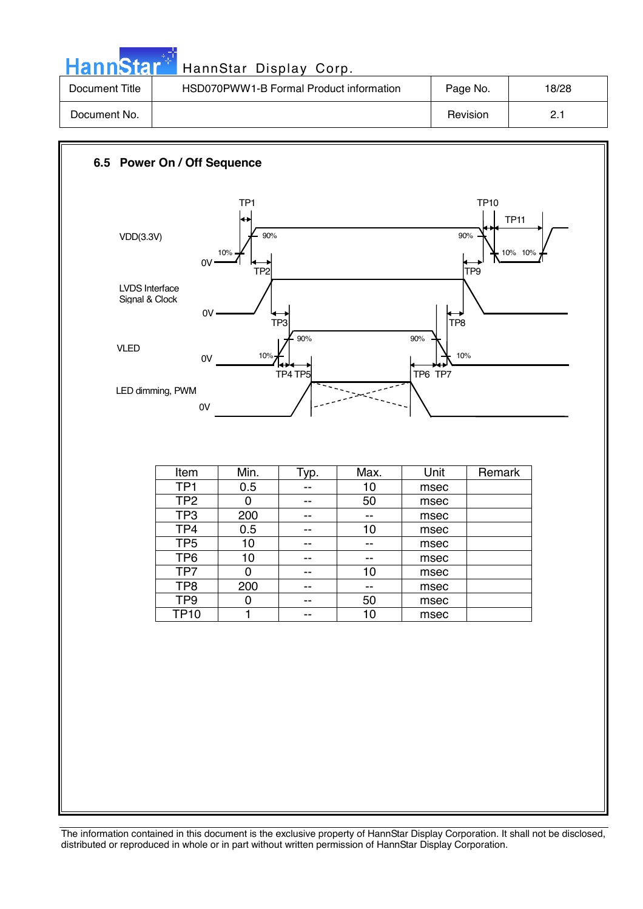## 6.5 Power On / Off Sequence

| Item | Min. | Typ. | Max. | Unit | Remark |
|---|---|---|---|---|---|
| TP1 | 0.5 | -- | 10 | msec | |
| TP2 | 0 | -- | 50 | msec | |
| TP3 | 200 | -- | -- | msec | |
| TP4 | 0.5 | -- | 10 | msec | |
| TP5 | 10 | -- | -- | msec | |
| TP6 | 10 | -- | -- | msec | |
| TP7 | 0 | -- | 10 | msec | |
| TP8 | 200 | -- | -- | msec | |
| TP9 | 0 | -- | 50 | msec | |
| TP10 | 1 | -- | 10 | msec | |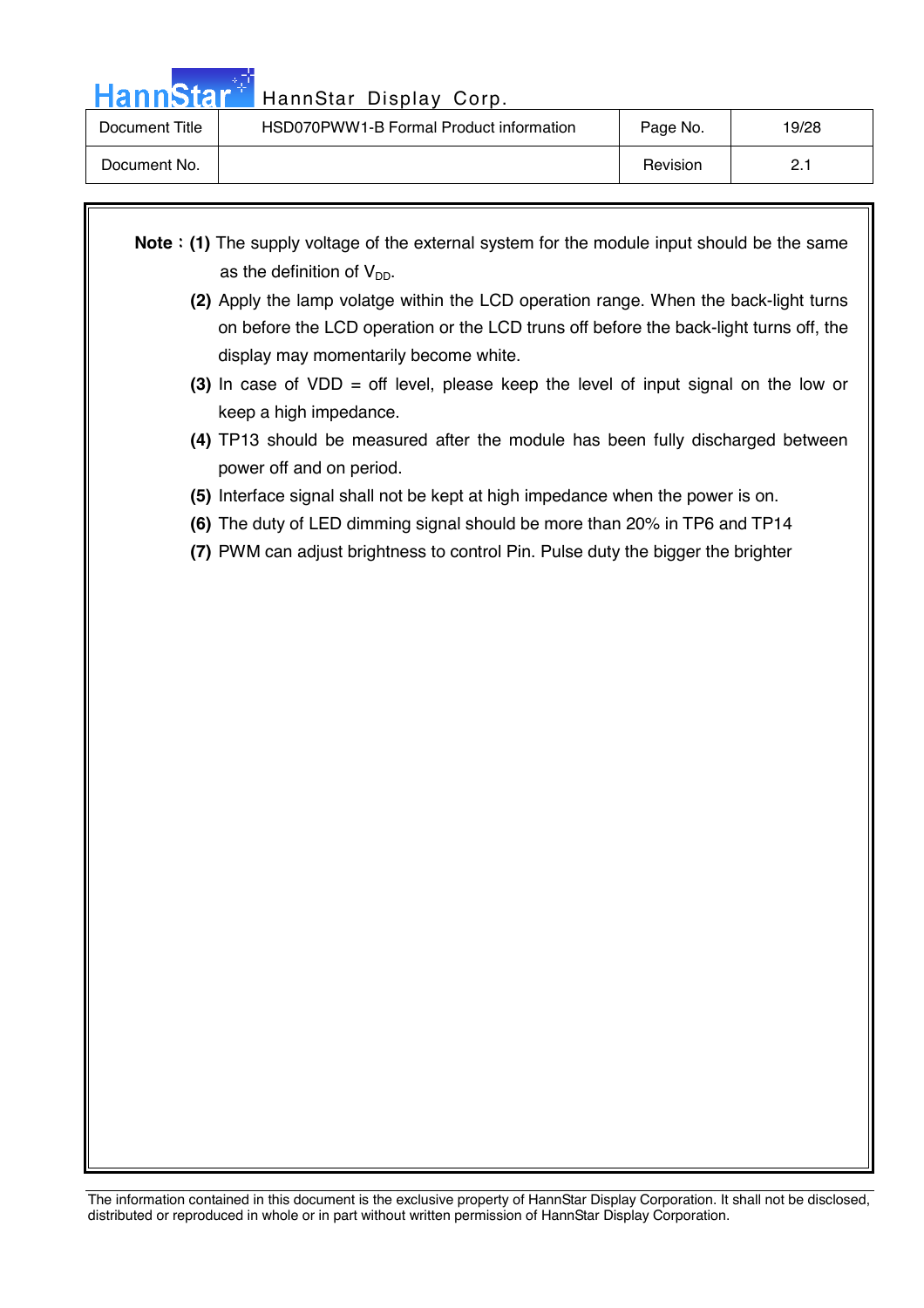**Note：(1)** The supply voltage of the external system for the module input should be the same as the definition of $V_{DD}$.

**(2)** Apply the lamp volatge within the LCD operation range. When the back-light turns on before the LCD operation or the LCD truns off before the back-light turns off, the display may momentarily become white.

**(3)** In case of VDD = off level, please keep the level of input signal on the low or keep a high impedance.

**(4)** TP13 should be measured after the module has been fully discharged between power off and on period.

**(5)** Interface signal shall not be kept at high impedance when the power is on.

**(6)** The duty of LED dimming signal should be more than 20% in TP6 and TP14

**(7)** PWM can adjust brightness to control Pin. Pulse duty the bigger the brighter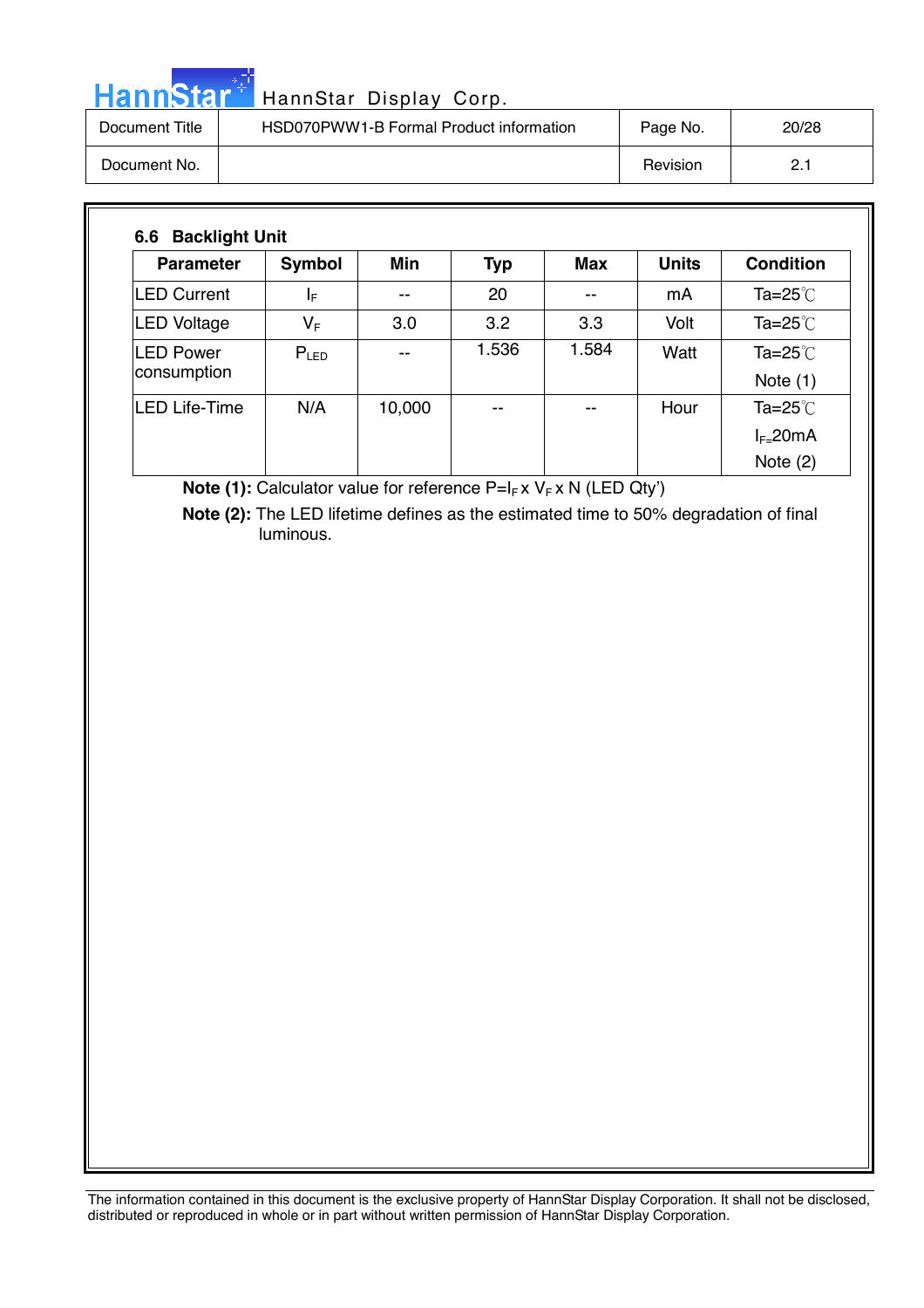### 6.6 Backlight Unit

| Parameter | Symbol | Min | Typ | Max | Units | Condition |
|---|---|---|---|---|---|---|
| LED Current | $I_F$ | -- | 20 | -- | mA | Ta=25℃ |
| LED Voltage | $V_F$ | 3.0 | 3.2 | 3.3 | Volt | Ta=25℃ |
| LED Power consumption | $P_{LED}$ | -- | 1.536 | 1.584 | Watt | Ta=25℃ Note (1) |
| LED Life-Time | N/A | 10,000 | -- | -- | Hour | Ta=25℃ $I_{F=}$20mA Note (2) |

**Note (1):** Calculator value for reference P=$I_F$ x $V_F$ x N (LED Qty')

**Note (2):** The LED lifetime defines as the estimated time to 50% degradation of final luminous.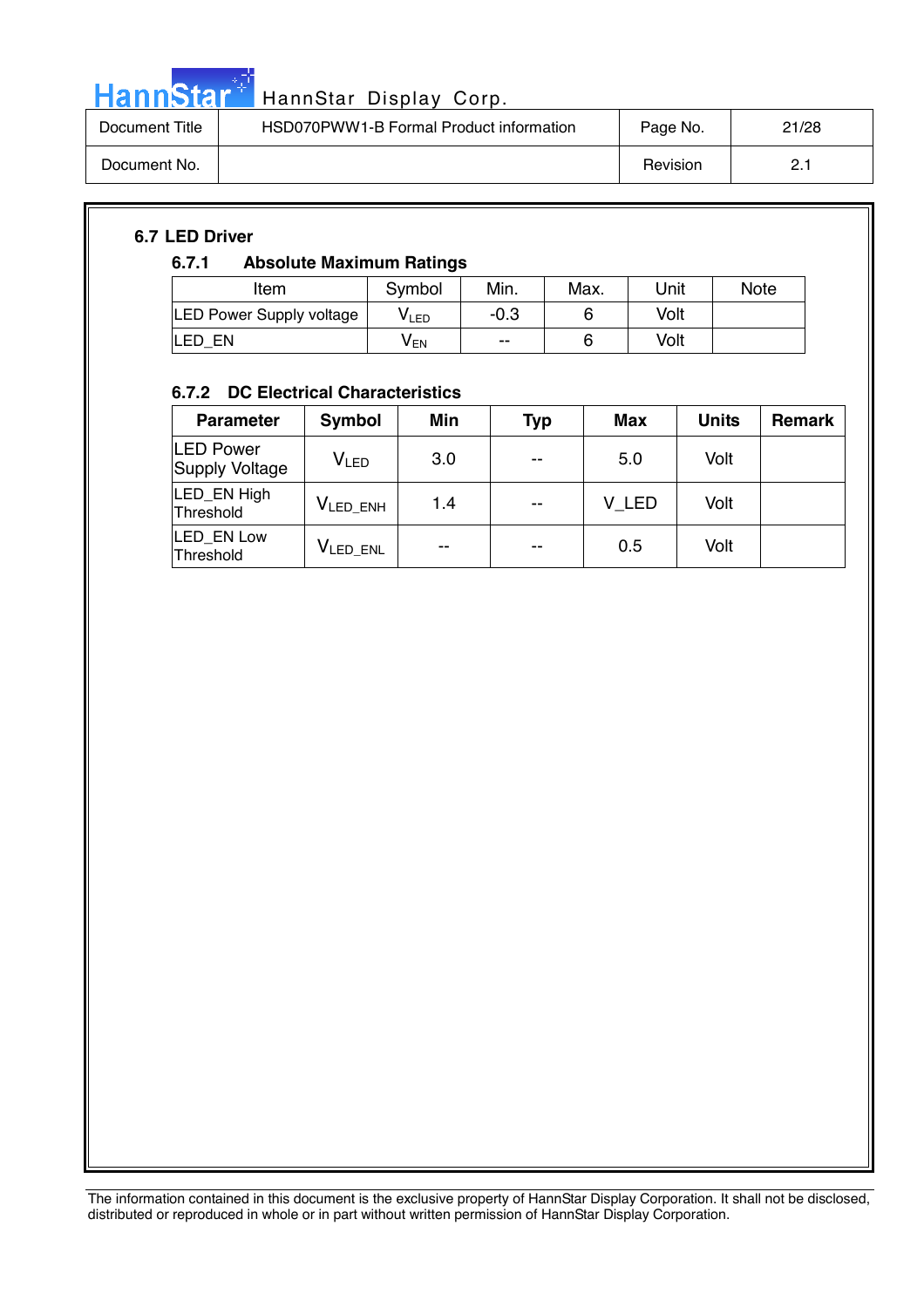## 6.7 LED Driver

### 6.7.1 Absolute Maximum Ratings

| Item | Symbol | Min. | Max. | Unit | Note |
|---|---|---|---|---|---|
| LED Power Supply voltage | $V_{LED}$ | -0.3 | 6 | Volt | |
| LED_EN | $V_{EN}$ | -- | 6 | Volt | |

### 6.7.2 DC Electrical Characteristics

| Parameter | Symbol | Min | Typ | Max | Units | Remark |
|---|---|---|---|---|---|---|
| LED Power Supply Voltage | $V_{LED}$ | 3.0 | -- | 5.0 | Volt | |
| LED_EN High Threshold | $V_{LED\_ENH}$ | 1.4 | -- | V_LED | Volt | |
| LED_EN Low Threshold | $V_{LED\_ENL}$ | -- | -- | 0.5 | Volt | |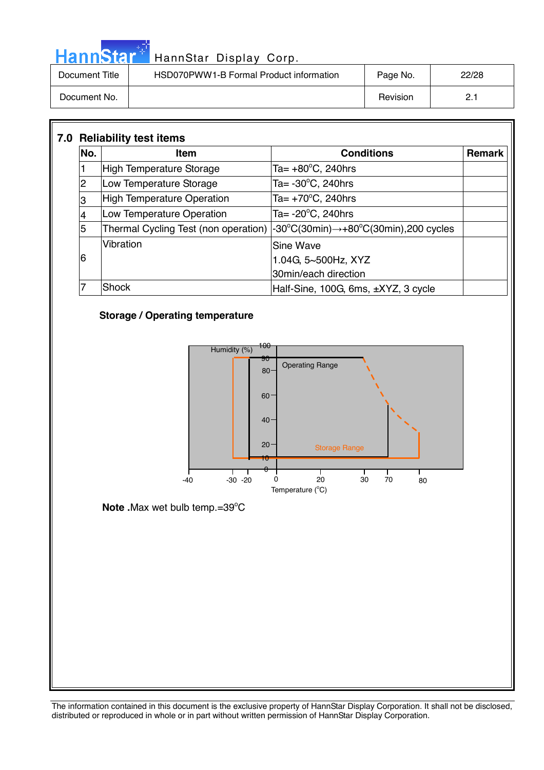## 7.0 Reliability test items

| No. | Item | Conditions | Remark |
|---|---|---|---|
| 1 | High Temperature Storage | Ta= +80°C, 240hrs | |
| 2 | Low Temperature Storage | Ta= -30°C, 240hrs | |
| 3 | High Temperature Operation | Ta= +70°C, 240hrs | |
| 4 | Low Temperature Operation | Ta= -20°C, 240hrs | |
| 5 | Thermal Cycling Test (non operation) | -30°C(30min)→+80°C(30min),200 cycles | |
| 6 | Vibration | Sine Wave<br>1.04G, 5~500Hz, XYZ<br>30min/each direction | |
| 7 | Shock | Half-Sine, 100G, 6ms, ±XYZ, 3 cycle | |

**Storage / Operating temperature**

Humidity (%) 100 90 80 60 40 20 10 0

Operating Range

Storage Range

-40 -30 -20 0 20 30 70 80

Temperature (°C)

**Note .**Max wet bulb temp.=39°C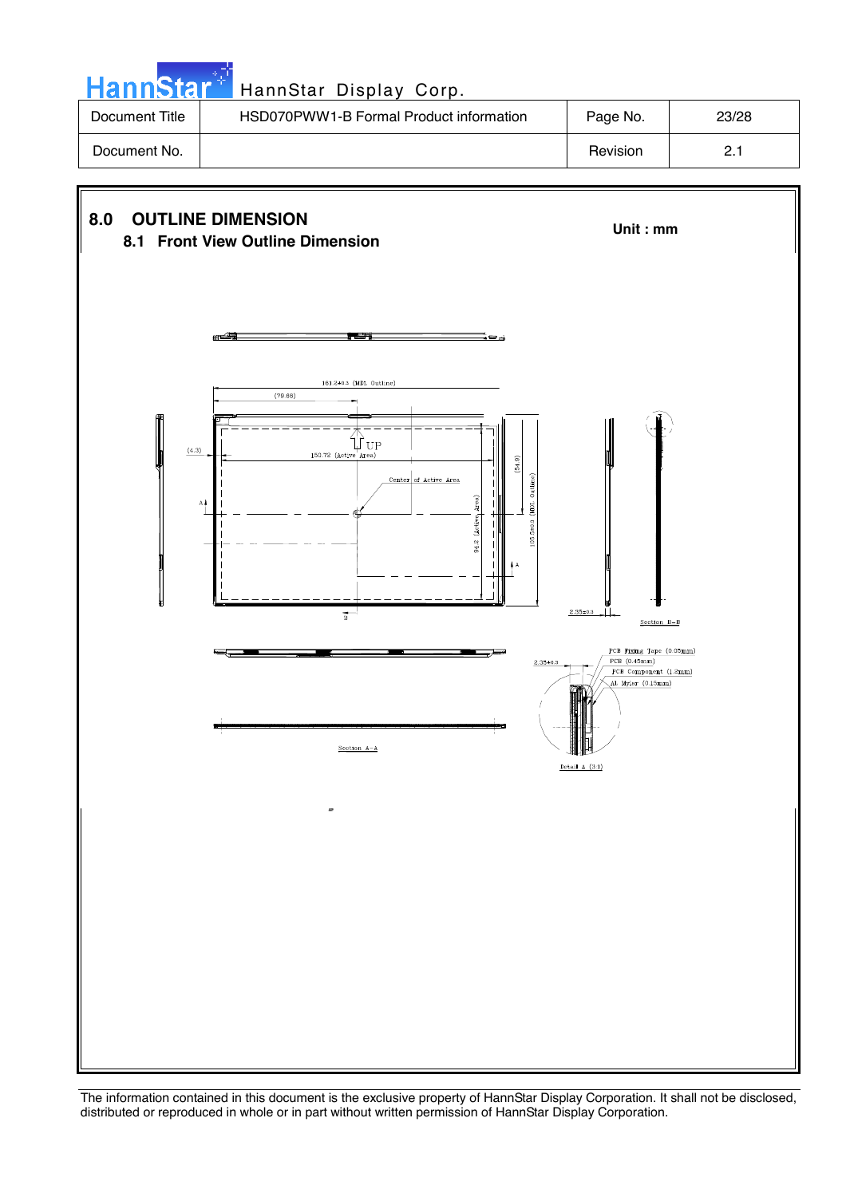## 8.0 OUTLINE DIMENSION

Unit : mm

### 8.1 Front View Outline Dimension

161.2±0.3 (MDL Outline)

(79.66)

(4.3)

150.72 (Active Area)

UP

Center of Active Area

(54.9)

94.2 (Active Area)

105.5±0.3 (MDL Outline)

A

A

B

2.35±0.3

Section B–B

PCB Fixing Tape (0.05mm)

PCB (0.45mm)

PCB Component (1.2mm)

Al Mylar (0.15mm)

2.35±0.3

Section A–A

Detail A (3:1)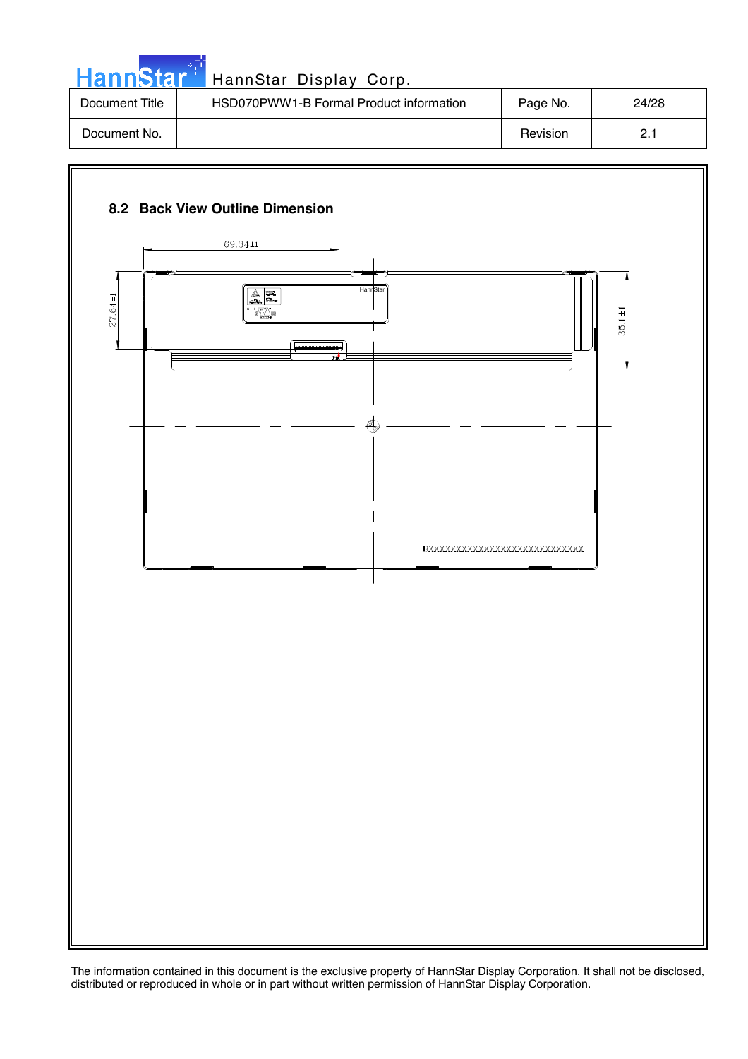## 8.2 Back View Outline Dimension

69.34±1

27.64±1

35.1±1

HannStar

BXXXXXXXXXXXXXXXXXXXXXXXXXXXXX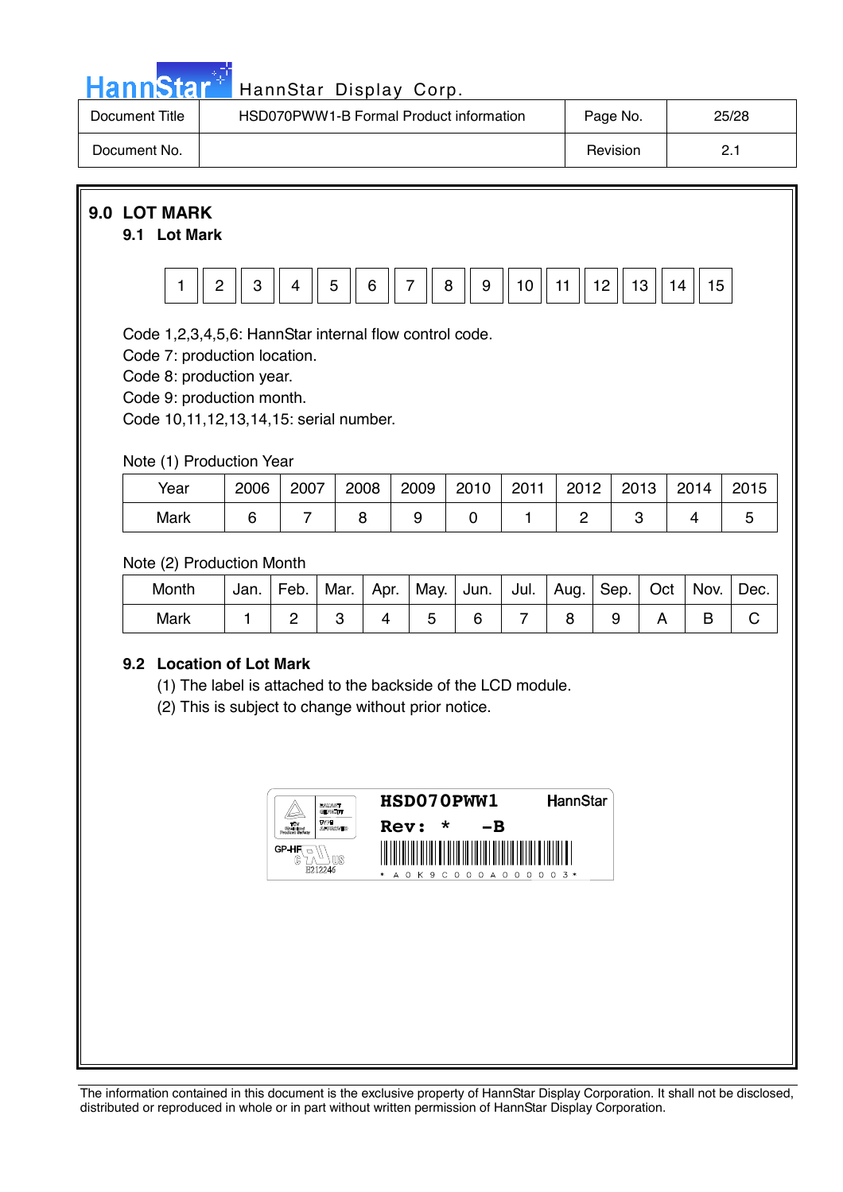## 9.0 LOT MARK

### 9.1 Lot Mark

| 1 | 2 | 3 | 4 | 5 | 6 | 7 | 8 | 9 | 10 | 11 | 12 | 13 | 14 | 15 |
|---|---|---|---|---|---|---|---|---|---|---|---|---|---|---|

Code 1,2,3,4,5,6: HannStar internal flow control code.
Code 7: production location.
Code 8: production year.
Code 9: production month.
Code 10,11,12,13,14,15: serial number.

Note (1) Production Year

| Year | 2006 | 2007 | 2008 | 2009 | 2010 | 2011 | 2012 | 2013 | 2014 | 2015 |
|---|---|---|---|---|---|---|---|---|---|---|
| Mark | 6 | 7 | 8 | 9 | 0 | 1 | 2 | 3 | 4 | 5 |

Note (2) Production Month

| Month | Jan. | Feb. | Mar. | Apr. | May. | Jun. | Jul. | Aug. | Sep. | Oct | Nov. | Dec. |
|---|---|---|---|---|---|---|---|---|---|---|---|---|
| Mark | 1 | 2 | 3 | 4 | 5 | 6 | 7 | 8 | 9 | A | B | C |

### 9.2 Location of Lot Mark

(1) The label is attached to the backside of the LCD module.
(2) This is subject to change without prior notice.

GP-HF
E212246

HSD070PWW1 HannStar
Rev: * -B
* A 0 K 9 C 0 0 0 A 0 0 0 0 0 3 *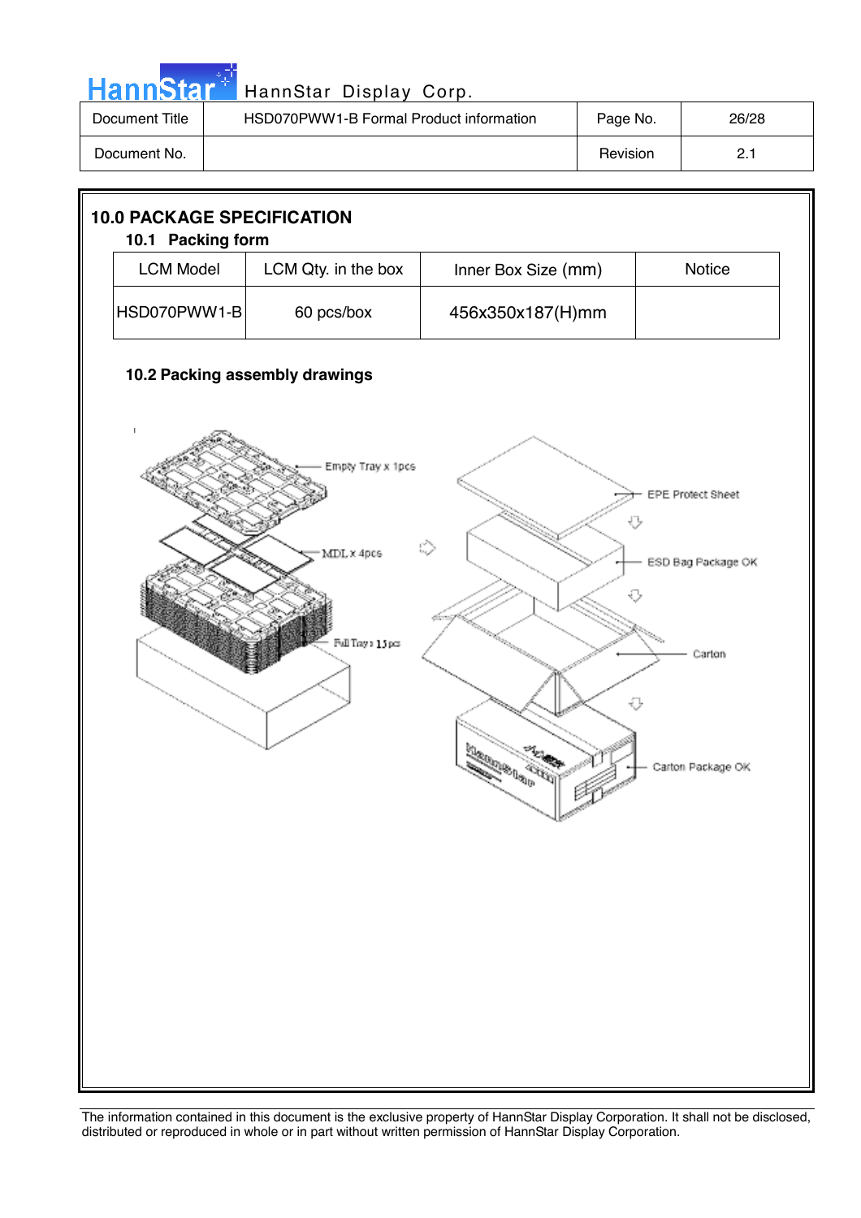## 10.0 PACKAGE SPECIFICATION

### 10.1 Packing form

| LCM Model | LCM Qty. in the box | Inner Box Size (mm) | Notice |
|---|---|---|---|
| HSD070PWW1-B | 60 pcs/box | 456x350x187(H)mm | |

### 10.2 Packing assembly drawings

Empty Tray x 1pcs

MDL x 4pcs

Full Tray x 15pcs

EPE Protect Sheet

ESD Bag Package OK

Carton

Carton Package OK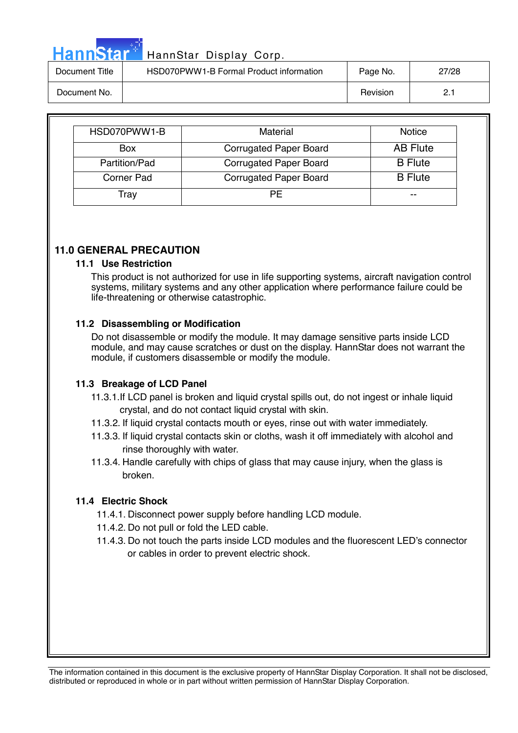| HSD070PWW1-B | Material | Notice |
|---|---|---|
| Box | Corrugated Paper Board | AB Flute |
| Partition/Pad | Corrugated Paper Board | B Flute |
| Corner Pad | Corrugated Paper Board | B Flute |
| Tray | PE | -- |

## 11.0 GENERAL PRECAUTION

### 11.1 Use Restriction

This product is not authorized for use in life supporting systems, aircraft navigation control systems, military systems and any other application where performance failure could be life-threatening or otherwise catastrophic.

### 11.2 Disassembling or Modification

Do not disassemble or modify the module. It may damage sensitive parts inside LCD module, and may cause scratches or dust on the display. HannStar does not warrant the module, if customers disassemble or modify the module.

### 11.3 Breakage of LCD Panel

11.3.1.If LCD panel is broken and liquid crystal spills out, do not ingest or inhale liquid crystal, and do not contact liquid crystal with skin.

11.3.2. If liquid crystal contacts mouth or eyes, rinse out with water immediately.

11.3.3. If liquid crystal contacts skin or cloths, wash it off immediately with alcohol and rinse thoroughly with water.

11.3.4. Handle carefully with chips of glass that may cause injury, when the glass is broken.

### 11.4 Electric Shock

11.4.1. Disconnect power supply before handling LCD module.

11.4.2. Do not pull or fold the LED cable.

11.4.3. Do not touch the parts inside LCD modules and the fluorescent LED's connector or cables in order to prevent electric shock.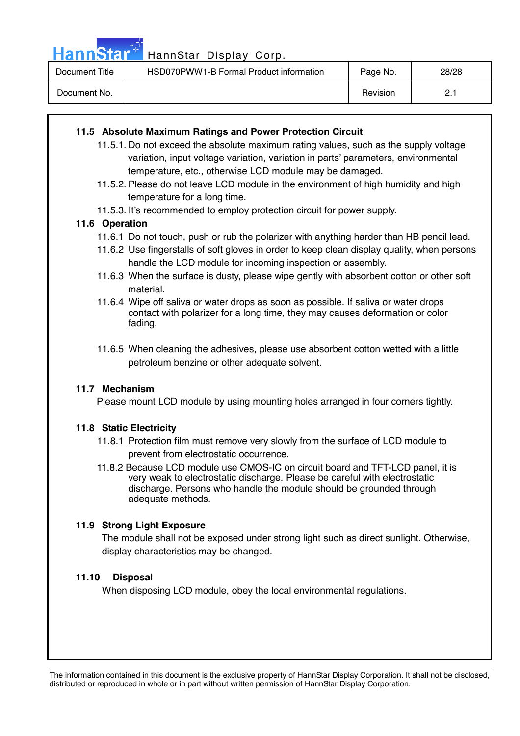### 11.5 Absolute Maximum Ratings and Power Protection Circuit

11.5.1. Do not exceed the absolute maximum rating values, such as the supply voltage variation, input voltage variation, variation in parts' parameters, environmental temperature, etc., otherwise LCD module may be damaged.

11.5.2. Please do not leave LCD module in the environment of high humidity and high temperature for a long time.

11.5.3. It's recommended to employ protection circuit for power supply.

### 11.6 Operation

11.6.1 Do not touch, push or rub the polarizer with anything harder than HB pencil lead.

11.6.2 Use fingerstalls of soft gloves in order to keep clean display quality, when persons handle the LCD module for incoming inspection or assembly.

11.6.3 When the surface is dusty, please wipe gently with absorbent cotton or other soft material.

11.6.4 Wipe off saliva or water drops as soon as possible. If saliva or water drops contact with polarizer for a long time, they may causes deformation or color fading.

11.6.5 When cleaning the adhesives, please use absorbent cotton wetted with a little petroleum benzine or other adequate solvent.

### 11.7 Mechanism

Please mount LCD module by using mounting holes arranged in four corners tightly.

### 11.8 Static Electricity

11.8.1 Protection film must remove very slowly from the surface of LCD module to prevent from electrostatic occurrence.

11.8.2 Because LCD module use CMOS-IC on circuit board and TFT-LCD panel, it is very weak to electrostatic discharge. Please be careful with electrostatic discharge. Persons who handle the module should be grounded through adequate methods.

### 11.9 Strong Light Exposure

The module shall not be exposed under strong light such as direct sunlight. Otherwise, display characteristics may be changed.

### 11.10 Disposal

When disposing LCD module, obey the local environmental regulations.